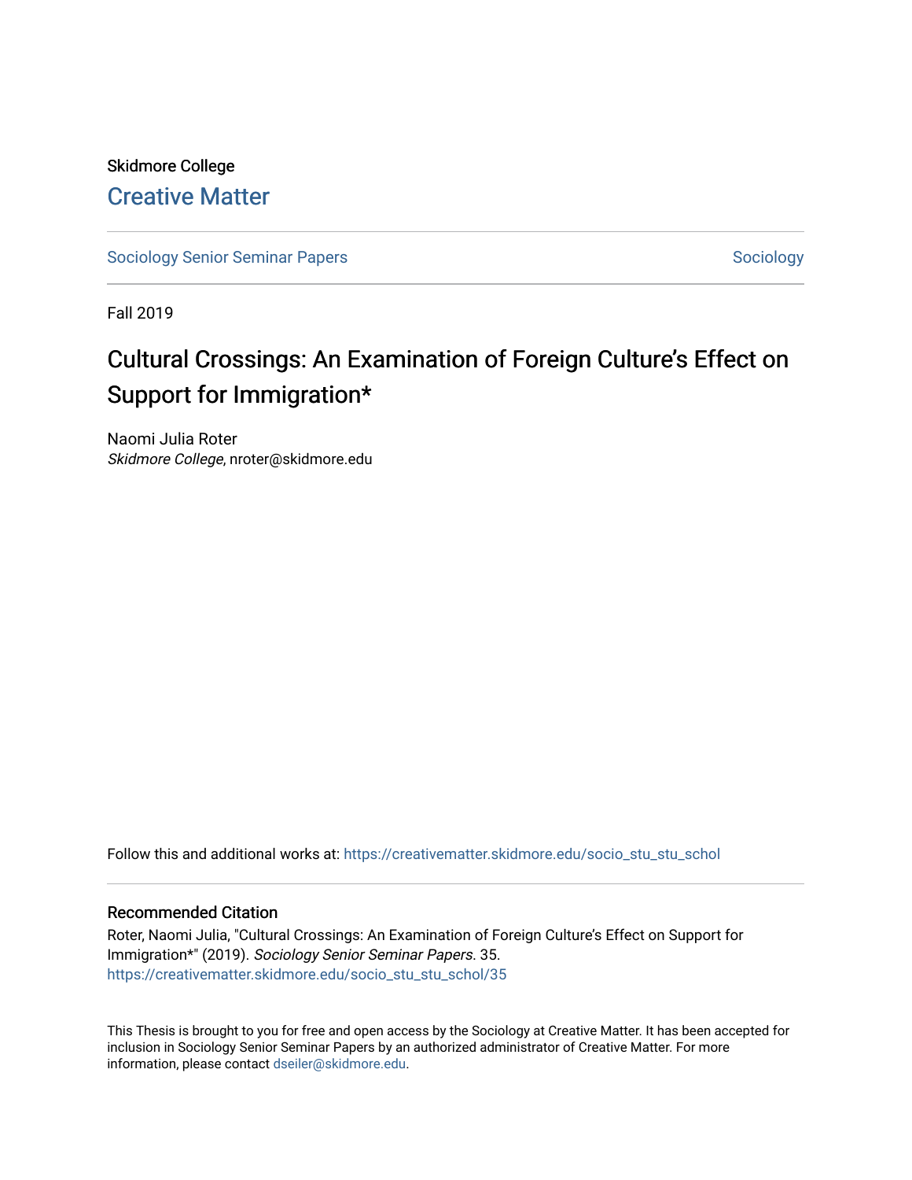Skidmore College

# Creative Matter

Sociology Senior Seminar Papers | Sociology

---

Fall 2019

## Cultural Crossings: An Examination of Foreign Culture's Effect on Support for Immigration*

Naomi Julia Roter
*Skidmore College*, nroter@skidmore.edu

Follow this and additional works at: https://creativematter.skidmore.edu/socio_stu_stu_schol

---

### Recommended Citation

Roter, Naomi Julia, "Cultural Crossings: An Examination of Foreign Culture's Effect on Support for Immigration*" (2019). *Sociology Senior Seminar Papers*. 35.
https://creativematter.skidmore.edu/socio_stu_stu_schol/35

This Thesis is brought to you for free and open access by the Sociology at Creative Matter. It has been accepted for inclusion in Sociology Senior Seminar Papers by an authorized administrator of Creative Matter. For more information, please contact dseiler@skidmore.edu.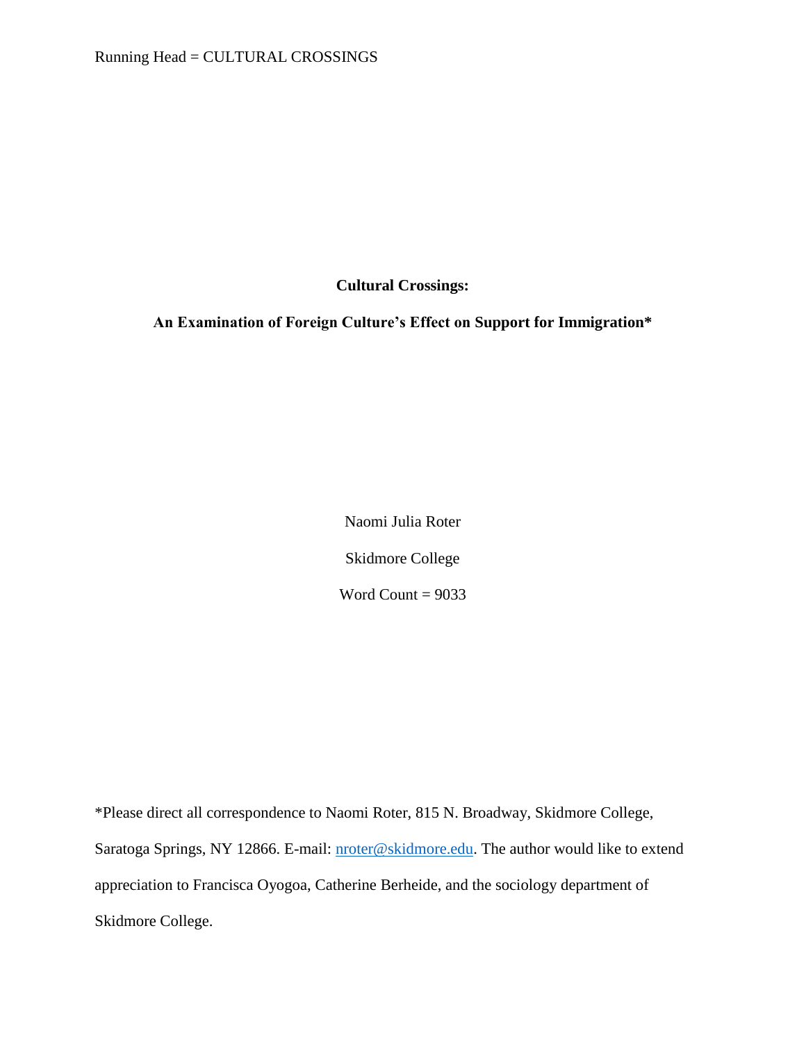**Cultural Crossings:**

**An Examination of Foreign Culture's Effect on Support for Immigration***

Naomi Julia Roter

Skidmore College

Word Count = 9033

*Please direct all correspondence to Naomi Roter, 815 N. Broadway, Skidmore College, Saratoga Springs, NY 12866. E-mail: nroter@skidmore.edu. The author would like to extend appreciation to Francisca Oyogoa, Catherine Berheide, and the sociology department of Skidmore College.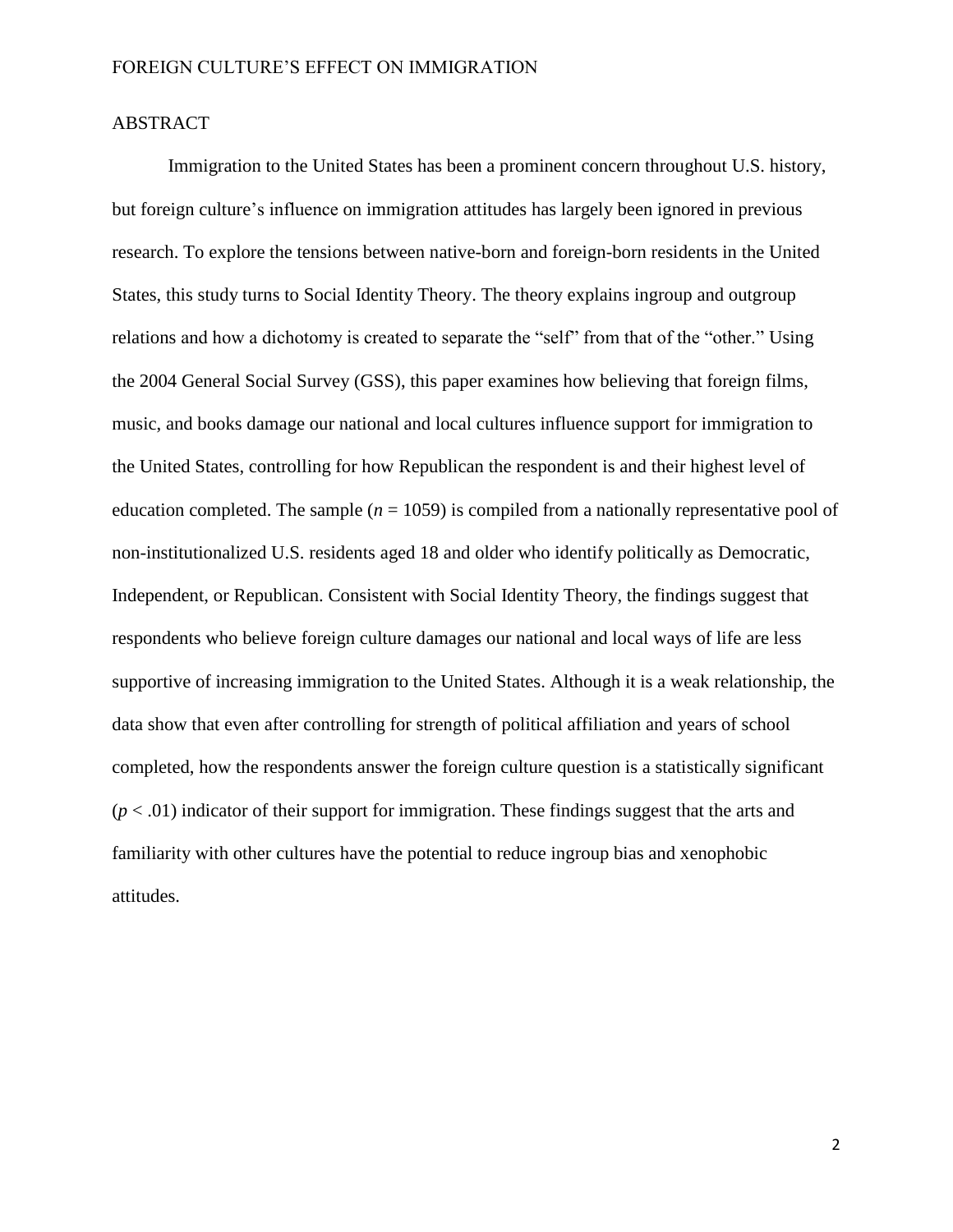# ABSTRACT

Immigration to the United States has been a prominent concern throughout U.S. history, but foreign culture's influence on immigration attitudes has largely been ignored in previous research. To explore the tensions between native-born and foreign-born residents in the United States, this study turns to Social Identity Theory. The theory explains ingroup and outgroup relations and how a dichotomy is created to separate the "self" from that of the "other." Using the 2004 General Social Survey (GSS), this paper examines how believing that foreign films, music, and books damage our national and local cultures influence support for immigration to the United States, controlling for how Republican the respondent is and their highest level of education completed. The sample ($n$ = 1059) is compiled from a nationally representative pool of non-institutionalized U.S. residents aged 18 and older who identify politically as Democratic, Independent, or Republican. Consistent with Social Identity Theory, the findings suggest that respondents who believe foreign culture damages our national and local ways of life are less supportive of increasing immigration to the United States. Although it is a weak relationship, the data show that even after controlling for strength of political affiliation and years of school completed, how the respondents answer the foreign culture question is a statistically significant ($p < .01$) indicator of their support for immigration. These findings suggest that the arts and familiarity with other cultures have the potential to reduce ingroup bias and xenophobic attitudes.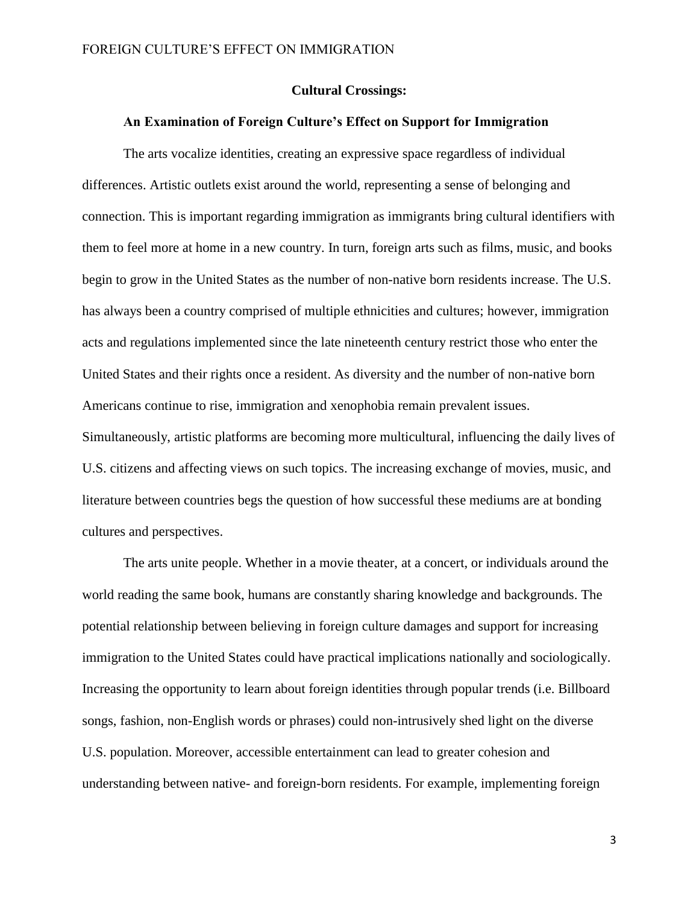**Cultural Crossings:**

**An Examination of Foreign Culture's Effect on Support for Immigration**

The arts vocalize identities, creating an expressive space regardless of individual differences. Artistic outlets exist around the world, representing a sense of belonging and connection. This is important regarding immigration as immigrants bring cultural identifiers with them to feel more at home in a new country. In turn, foreign arts such as films, music, and books begin to grow in the United States as the number of non-native born residents increase. The U.S. has always been a country comprised of multiple ethnicities and cultures; however, immigration acts and regulations implemented since the late nineteenth century restrict those who enter the United States and their rights once a resident. As diversity and the number of non-native born Americans continue to rise, immigration and xenophobia remain prevalent issues. Simultaneously, artistic platforms are becoming more multicultural, influencing the daily lives of U.S. citizens and affecting views on such topics. The increasing exchange of movies, music, and literature between countries begs the question of how successful these mediums are at bonding cultures and perspectives.

The arts unite people. Whether in a movie theater, at a concert, or individuals around the world reading the same book, humans are constantly sharing knowledge and backgrounds. The potential relationship between believing in foreign culture damages and support for increasing immigration to the United States could have practical implications nationally and sociologically. Increasing the opportunity to learn about foreign identities through popular trends (i.e. Billboard songs, fashion, non-English words or phrases) could non-intrusively shed light on the diverse U.S. population. Moreover, accessible entertainment can lead to greater cohesion and understanding between native- and foreign-born residents. For example, implementing foreign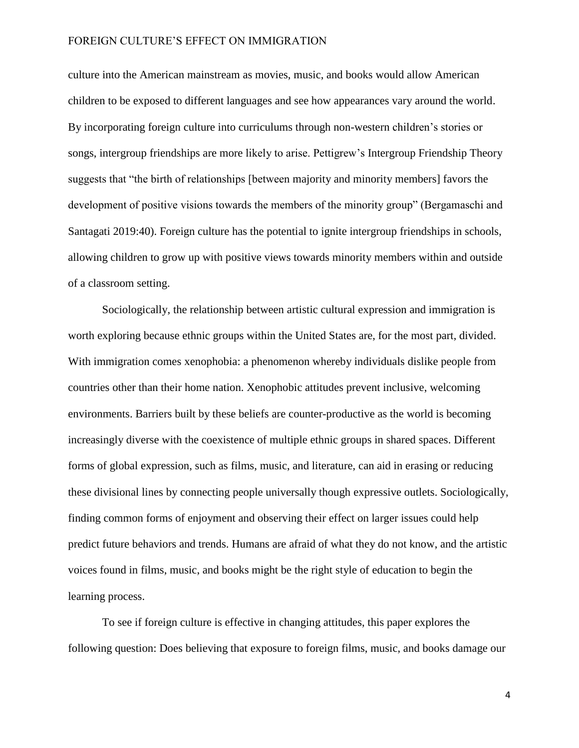culture into the American mainstream as movies, music, and books would allow American children to be exposed to different languages and see how appearances vary around the world. By incorporating foreign culture into curriculums through non-western children's stories or songs, intergroup friendships are more likely to arise. Pettigrew's Intergroup Friendship Theory suggests that "the birth of relationships [between majority and minority members] favors the development of positive visions towards the members of the minority group" (Bergamaschi and Santagati 2019:40). Foreign culture has the potential to ignite intergroup friendships in schools, allowing children to grow up with positive views towards minority members within and outside of a classroom setting.

Sociologically, the relationship between artistic cultural expression and immigration is worth exploring because ethnic groups within the United States are, for the most part, divided. With immigration comes xenophobia: a phenomenon whereby individuals dislike people from countries other than their home nation. Xenophobic attitudes prevent inclusive, welcoming environments. Barriers built by these beliefs are counter-productive as the world is becoming increasingly diverse with the coexistence of multiple ethnic groups in shared spaces. Different forms of global expression, such as films, music, and literature, can aid in erasing or reducing these divisional lines by connecting people universally though expressive outlets. Sociologically, finding common forms of enjoyment and observing their effect on larger issues could help predict future behaviors and trends. Humans are afraid of what they do not know, and the artistic voices found in films, music, and books might be the right style of education to begin the learning process.

To see if foreign culture is effective in changing attitudes, this paper explores the following question: Does believing that exposure to foreign films, music, and books damage our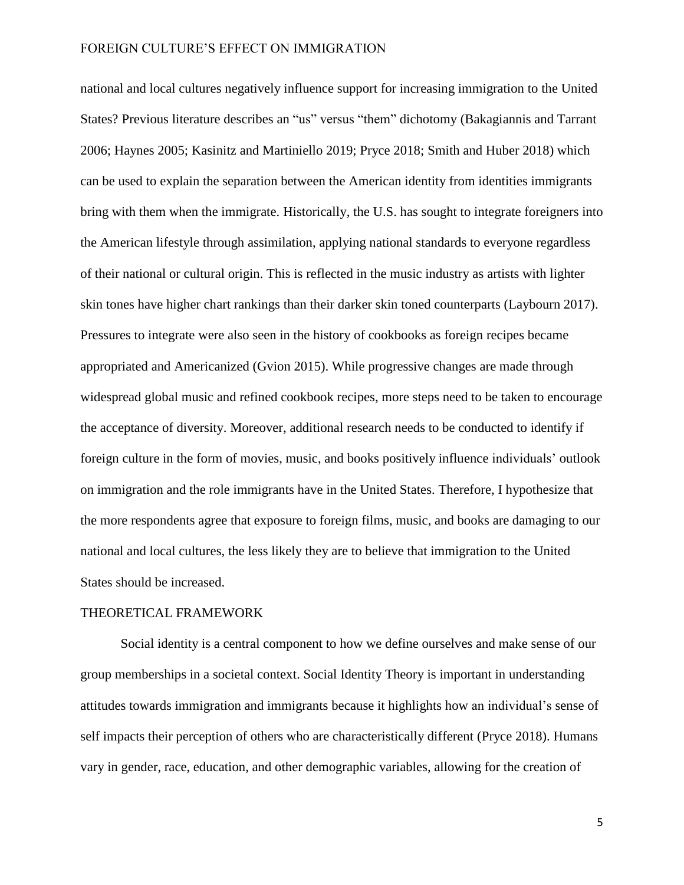national and local cultures negatively influence support for increasing immigration to the United States? Previous literature describes an "us" versus "them" dichotomy (Bakagiannis and Tarrant 2006; Haynes 2005; Kasinitz and Martiniello 2019; Pryce 2018; Smith and Huber 2018) which can be used to explain the separation between the American identity from identities immigrants bring with them when the immigrate. Historically, the U.S. has sought to integrate foreigners into the American lifestyle through assimilation, applying national standards to everyone regardless of their national or cultural origin. This is reflected in the music industry as artists with lighter skin tones have higher chart rankings than their darker skin toned counterparts (Laybourn 2017). Pressures to integrate were also seen in the history of cookbooks as foreign recipes became appropriated and Americanized (Gvion 2015). While progressive changes are made through widespread global music and refined cookbook recipes, more steps need to be taken to encourage the acceptance of diversity. Moreover, additional research needs to be conducted to identify if foreign culture in the form of movies, music, and books positively influence individuals' outlook on immigration and the role immigrants have in the United States. Therefore, I hypothesize that the more respondents agree that exposure to foreign films, music, and books are damaging to our national and local cultures, the less likely they are to believe that immigration to the United States should be increased.

## THEORETICAL FRAMEWORK

Social identity is a central component to how we define ourselves and make sense of our group memberships in a societal context. Social Identity Theory is important in understanding attitudes towards immigration and immigrants because it highlights how an individual's sense of self impacts their perception of others who are characteristically different (Pryce 2018). Humans vary in gender, race, education, and other demographic variables, allowing for the creation of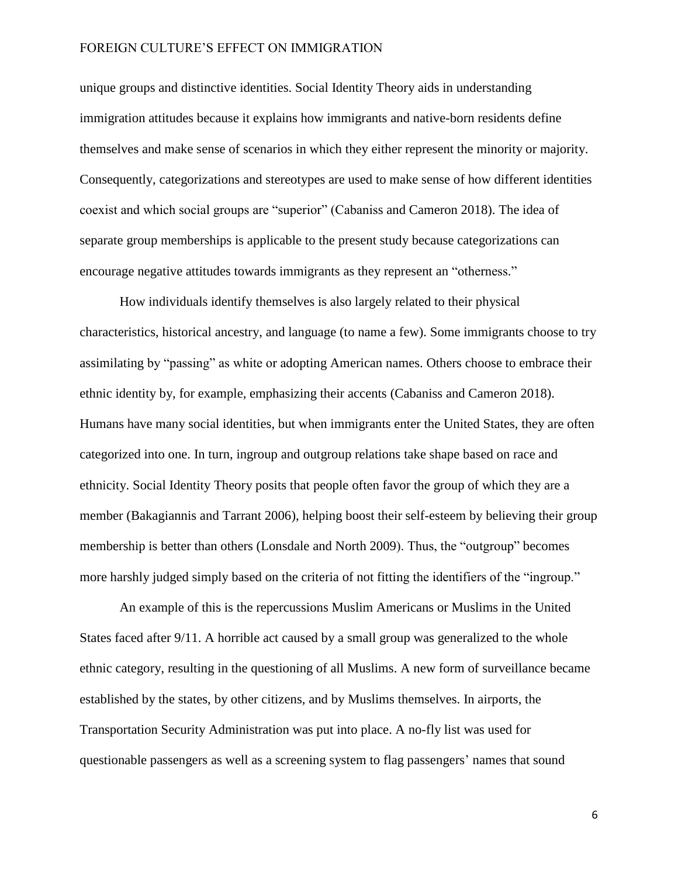unique groups and distinctive identities. Social Identity Theory aids in understanding immigration attitudes because it explains how immigrants and native-born residents define themselves and make sense of scenarios in which they either represent the minority or majority. Consequently, categorizations and stereotypes are used to make sense of how different identities coexist and which social groups are "superior" (Cabaniss and Cameron 2018). The idea of separate group memberships is applicable to the present study because categorizations can encourage negative attitudes towards immigrants as they represent an "otherness."

How individuals identify themselves is also largely related to their physical characteristics, historical ancestry, and language (to name a few). Some immigrants choose to try assimilating by "passing" as white or adopting American names. Others choose to embrace their ethnic identity by, for example, emphasizing their accents (Cabaniss and Cameron 2018). Humans have many social identities, but when immigrants enter the United States, they are often categorized into one. In turn, ingroup and outgroup relations take shape based on race and ethnicity. Social Identity Theory posits that people often favor the group of which they are a member (Bakagiannis and Tarrant 2006), helping boost their self-esteem by believing their group membership is better than others (Lonsdale and North 2009). Thus, the "outgroup" becomes more harshly judged simply based on the criteria of not fitting the identifiers of the "ingroup."

An example of this is the repercussions Muslim Americans or Muslims in the United States faced after 9/11. A horrible act caused by a small group was generalized to the whole ethnic category, resulting in the questioning of all Muslims. A new form of surveillance became established by the states, by other citizens, and by Muslims themselves. In airports, the Transportation Security Administration was put into place. A no-fly list was used for questionable passengers as well as a screening system to flag passengers' names that sound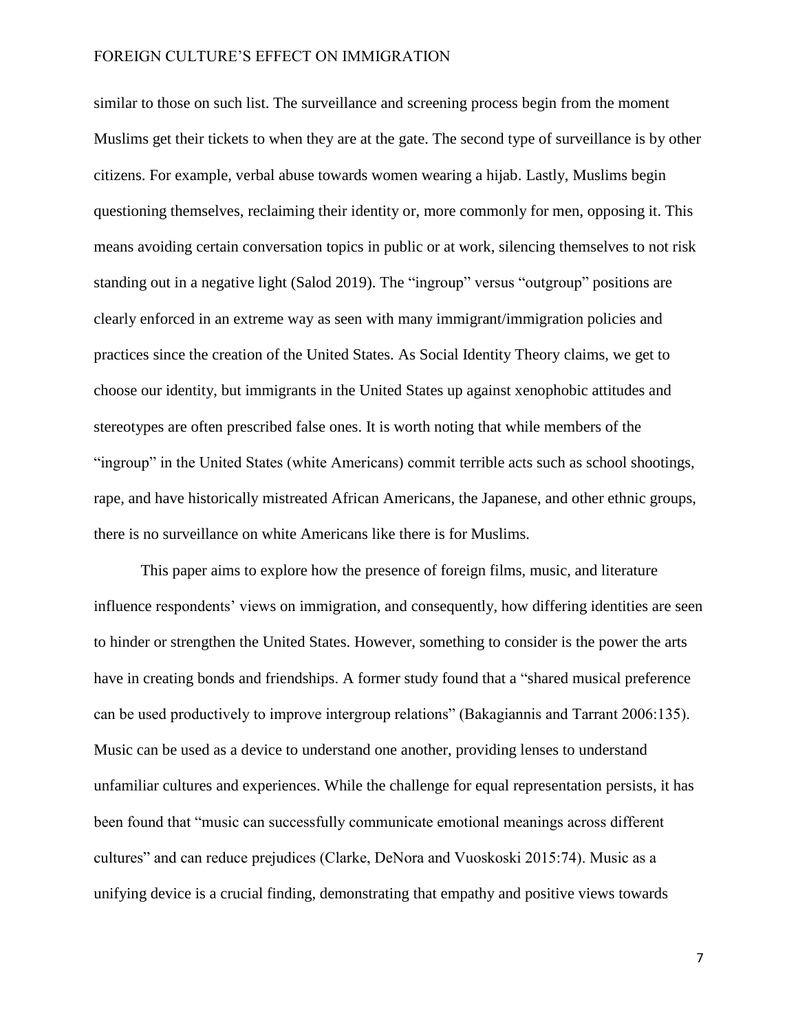similar to those on such list. The surveillance and screening process begin from the moment Muslims get their tickets to when they are at the gate. The second type of surveillance is by other citizens. For example, verbal abuse towards women wearing a hijab. Lastly, Muslims begin questioning themselves, reclaiming their identity or, more commonly for men, opposing it. This means avoiding certain conversation topics in public or at work, silencing themselves to not risk standing out in a negative light (Salod 2019). The "ingroup" versus "outgroup" positions are clearly enforced in an extreme way as seen with many immigrant/immigration policies and practices since the creation of the United States. As Social Identity Theory claims, we get to choose our identity, but immigrants in the United States up against xenophobic attitudes and stereotypes are often prescribed false ones. It is worth noting that while members of the "ingroup" in the United States (white Americans) commit terrible acts such as school shootings, rape, and have historically mistreated African Americans, the Japanese, and other ethnic groups, there is no surveillance on white Americans like there is for Muslims.

This paper aims to explore how the presence of foreign films, music, and literature influence respondents' views on immigration, and consequently, how differing identities are seen to hinder or strengthen the United States. However, something to consider is the power the arts have in creating bonds and friendships. A former study found that a "shared musical preference can be used productively to improve intergroup relations" (Bakagiannis and Tarrant 2006:135). Music can be used as a device to understand one another, providing lenses to understand unfamiliar cultures and experiences. While the challenge for equal representation persists, it has been found that "music can successfully communicate emotional meanings across different cultures" and can reduce prejudices (Clarke, DeNora and Vuoskoski 2015:74). Music as a unifying device is a crucial finding, demonstrating that empathy and positive views towards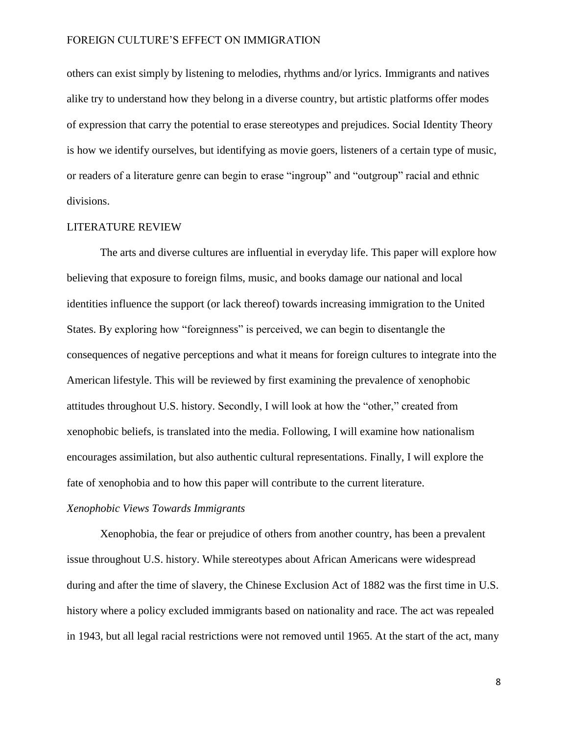others can exist simply by listening to melodies, rhythms and/or lyrics. Immigrants and natives alike try to understand how they belong in a diverse country, but artistic platforms offer modes of expression that carry the potential to erase stereotypes and prejudices. Social Identity Theory is how we identify ourselves, but identifying as movie goers, listeners of a certain type of music, or readers of a literature genre can begin to erase "ingroup" and "outgroup" racial and ethnic divisions.

## LITERATURE REVIEW

The arts and diverse cultures are influential in everyday life. This paper will explore how believing that exposure to foreign films, music, and books damage our national and local identities influence the support (or lack thereof) towards increasing immigration to the United States. By exploring how "foreignness" is perceived, we can begin to disentangle the consequences of negative perceptions and what it means for foreign cultures to integrate into the American lifestyle. This will be reviewed by first examining the prevalence of xenophobic attitudes throughout U.S. history. Secondly, I will look at how the "other," created from xenophobic beliefs, is translated into the media. Following, I will examine how nationalism encourages assimilation, but also authentic cultural representations. Finally, I will explore the fate of xenophobia and to how this paper will contribute to the current literature.

### *Xenophobic Views Towards Immigrants*

Xenophobia, the fear or prejudice of others from another country, has been a prevalent issue throughout U.S. history. While stereotypes about African Americans were widespread during and after the time of slavery, the Chinese Exclusion Act of 1882 was the first time in U.S. history where a policy excluded immigrants based on nationality and race. The act was repealed in 1943, but all legal racial restrictions were not removed until 1965. At the start of the act, many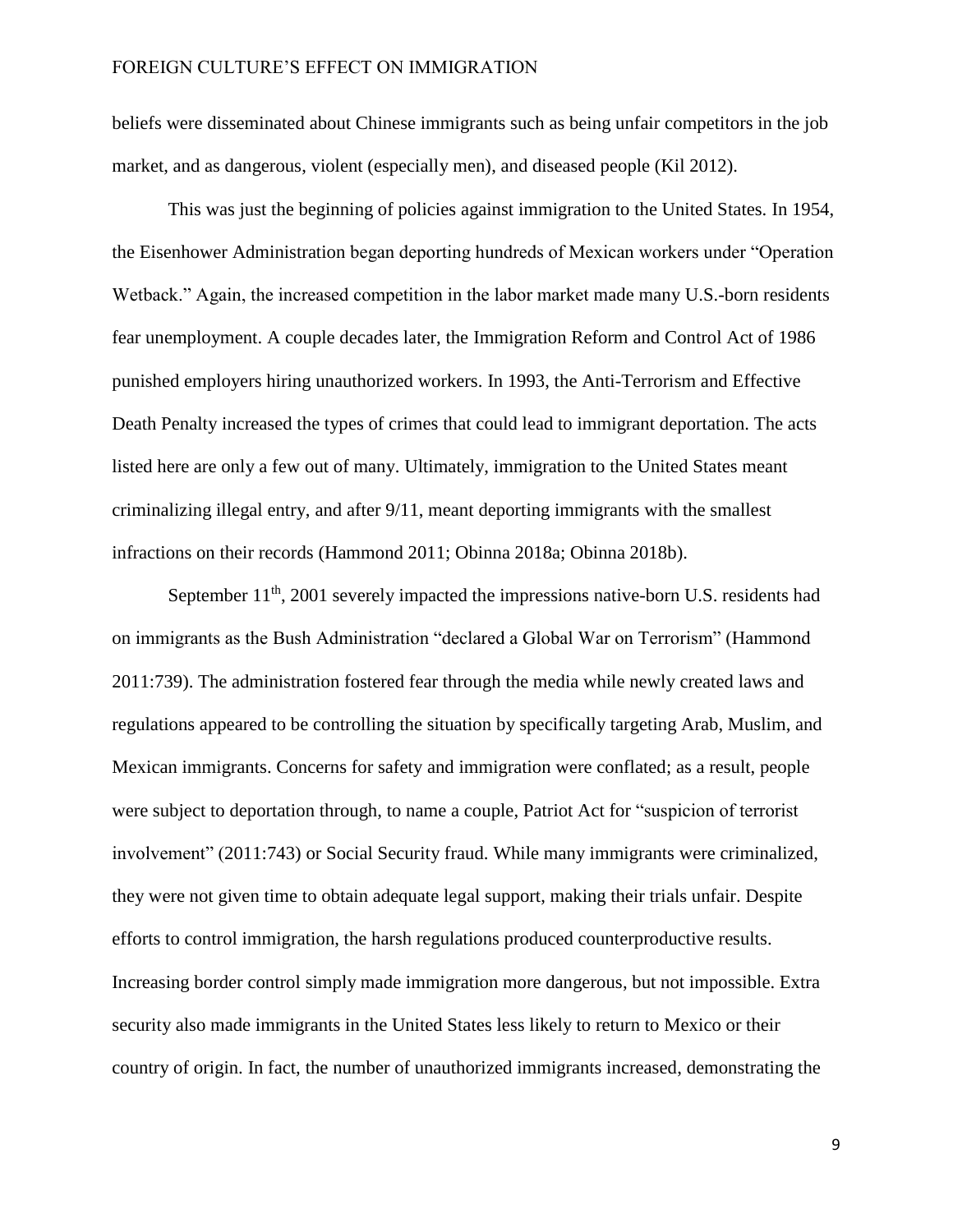beliefs were disseminated about Chinese immigrants such as being unfair competitors in the job market, and as dangerous, violent (especially men), and diseased people (Kil 2012).

This was just the beginning of policies against immigration to the United States. In 1954, the Eisenhower Administration began deporting hundreds of Mexican workers under "Operation Wetback." Again, the increased competition in the labor market made many U.S.-born residents fear unemployment. A couple decades later, the Immigration Reform and Control Act of 1986 punished employers hiring unauthorized workers. In 1993, the Anti-Terrorism and Effective Death Penalty increased the types of crimes that could lead to immigrant deportation. The acts listed here are only a few out of many. Ultimately, immigration to the United States meant criminalizing illegal entry, and after 9/11, meant deporting immigrants with the smallest infractions on their records (Hammond 2011; Obinna 2018a; Obinna 2018b).

September 11th, 2001 severely impacted the impressions native-born U.S. residents had on immigrants as the Bush Administration "declared a Global War on Terrorism" (Hammond 2011:739). The administration fostered fear through the media while newly created laws and regulations appeared to be controlling the situation by specifically targeting Arab, Muslim, and Mexican immigrants. Concerns for safety and immigration were conflated; as a result, people were subject to deportation through, to name a couple, Patriot Act for "suspicion of terrorist involvement" (2011:743) or Social Security fraud. While many immigrants were criminalized, they were not given time to obtain adequate legal support, making their trials unfair. Despite efforts to control immigration, the harsh regulations produced counterproductive results. Increasing border control simply made immigration more dangerous, but not impossible. Extra security also made immigrants in the United States less likely to return to Mexico or their country of origin. In fact, the number of unauthorized immigrants increased, demonstrating the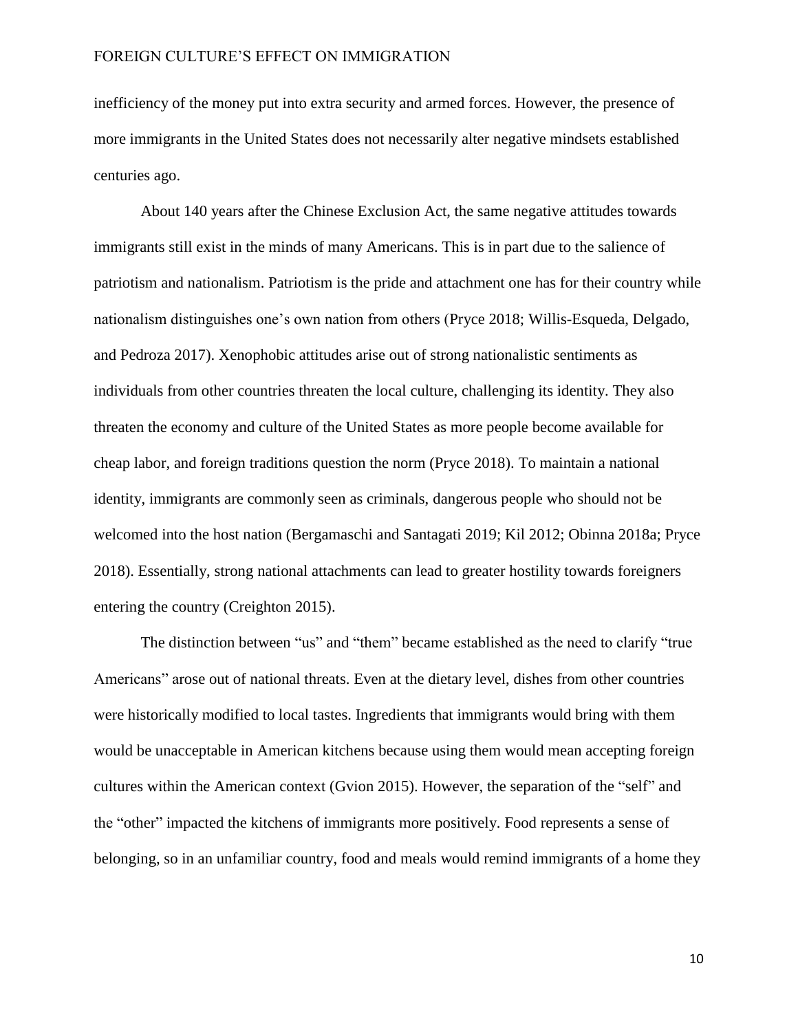inefficiency of the money put into extra security and armed forces. However, the presence of more immigrants in the United States does not necessarily alter negative mindsets established centuries ago.

About 140 years after the Chinese Exclusion Act, the same negative attitudes towards immigrants still exist in the minds of many Americans. This is in part due to the salience of patriotism and nationalism. Patriotism is the pride and attachment one has for their country while nationalism distinguishes one's own nation from others (Pryce 2018; Willis-Esqueda, Delgado, and Pedroza 2017). Xenophobic attitudes arise out of strong nationalistic sentiments as individuals from other countries threaten the local culture, challenging its identity. They also threaten the economy and culture of the United States as more people become available for cheap labor, and foreign traditions question the norm (Pryce 2018). To maintain a national identity, immigrants are commonly seen as criminals, dangerous people who should not be welcomed into the host nation (Bergamaschi and Santagati 2019; Kil 2012; Obinna 2018a; Pryce 2018). Essentially, strong national attachments can lead to greater hostility towards foreigners entering the country (Creighton 2015).

The distinction between "us" and "them" became established as the need to clarify "true Americans" arose out of national threats. Even at the dietary level, dishes from other countries were historically modified to local tastes. Ingredients that immigrants would bring with them would be unacceptable in American kitchens because using them would mean accepting foreign cultures within the American context (Gvion 2015). However, the separation of the "self" and the "other" impacted the kitchens of immigrants more positively. Food represents a sense of belonging, so in an unfamiliar country, food and meals would remind immigrants of a home they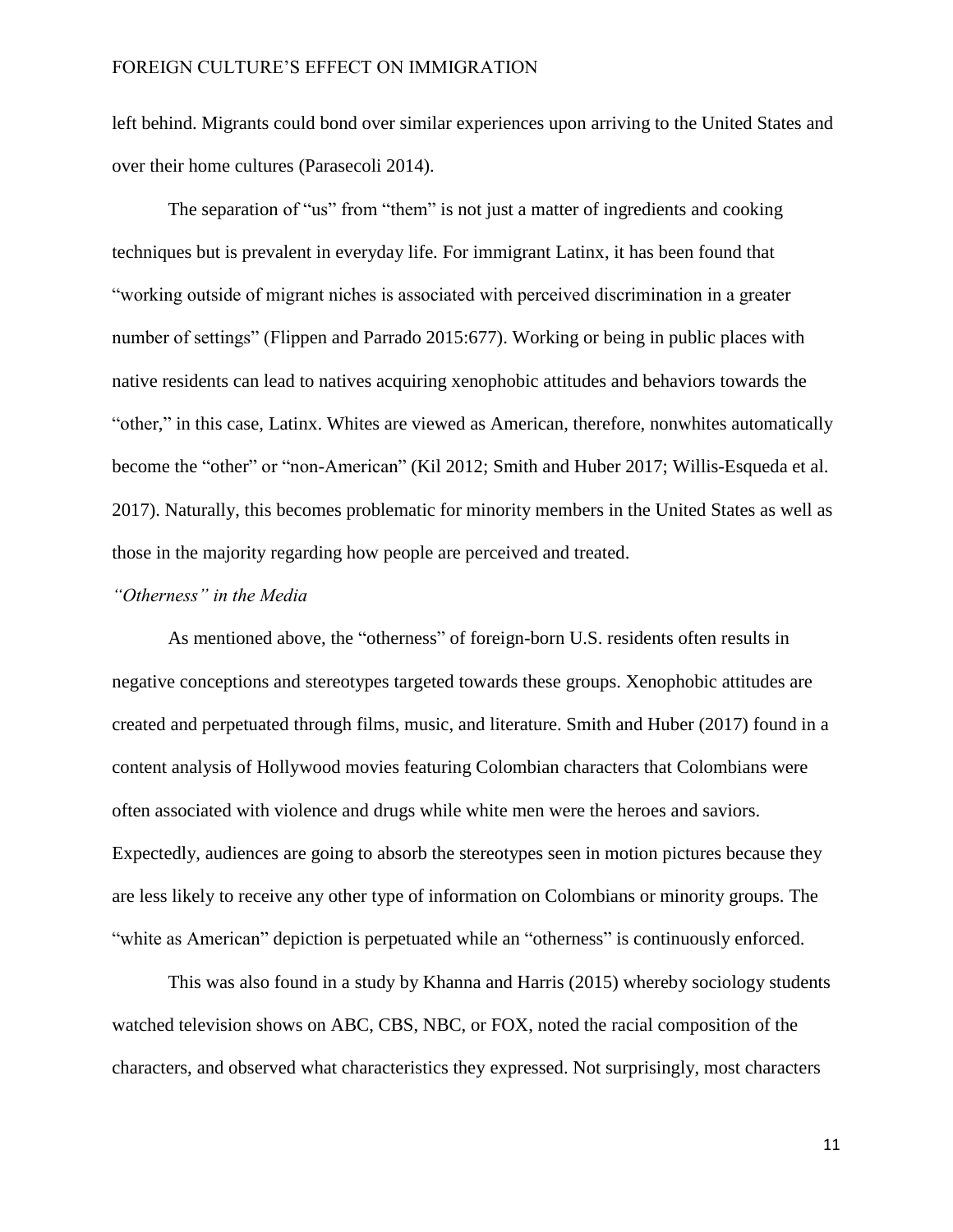left behind. Migrants could bond over similar experiences upon arriving to the United States and over their home cultures (Parasecoli 2014).

The separation of "us" from "them" is not just a matter of ingredients and cooking techniques but is prevalent in everyday life. For immigrant Latinx, it has been found that "working outside of migrant niches is associated with perceived discrimination in a greater number of settings" (Flippen and Parrado 2015:677). Working or being in public places with native residents can lead to natives acquiring xenophobic attitudes and behaviors towards the "other," in this case, Latinx. Whites are viewed as American, therefore, nonwhites automatically become the "other" or "non-American" (Kil 2012; Smith and Huber 2017; Willis-Esqueda et al. 2017). Naturally, this becomes problematic for minority members in the United States as well as those in the majority regarding how people are perceived and treated.

### *"Otherness" in the Media*

As mentioned above, the "otherness" of foreign-born U.S. residents often results in negative conceptions and stereotypes targeted towards these groups. Xenophobic attitudes are created and perpetuated through films, music, and literature. Smith and Huber (2017) found in a content analysis of Hollywood movies featuring Colombian characters that Colombians were often associated with violence and drugs while white men were the heroes and saviors. Expectedly, audiences are going to absorb the stereotypes seen in motion pictures because they are less likely to receive any other type of information on Colombians or minority groups. The "white as American" depiction is perpetuated while an "otherness" is continuously enforced.

This was also found in a study by Khanna and Harris (2015) whereby sociology students watched television shows on ABC, CBS, NBC, or FOX, noted the racial composition of the characters, and observed what characteristics they expressed. Not surprisingly, most characters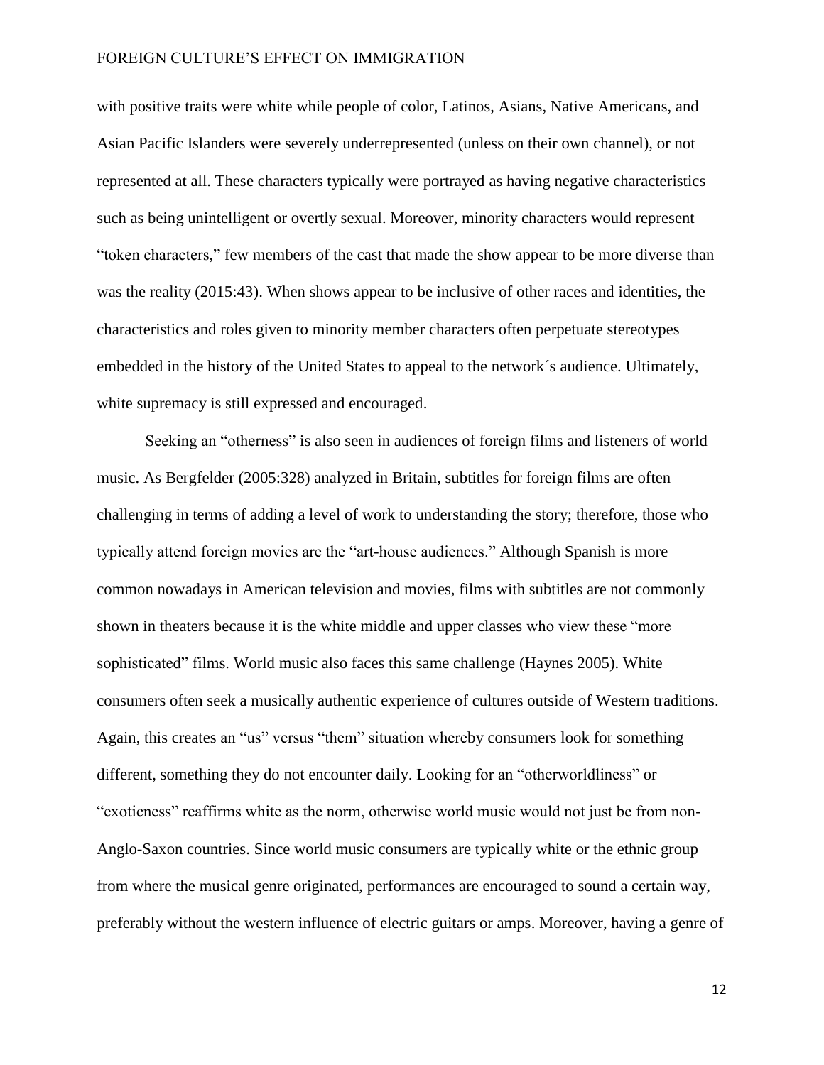with positive traits were white while people of color, Latinos, Asians, Native Americans, and Asian Pacific Islanders were severely underrepresented (unless on their own channel), or not represented at all. These characters typically were portrayed as having negative characteristics such as being unintelligent or overtly sexual. Moreover, minority characters would represent "token characters," few members of the cast that made the show appear to be more diverse than was the reality (2015:43). When shows appear to be inclusive of other races and identities, the characteristics and roles given to minority member characters often perpetuate stereotypes embedded in the history of the United States to appeal to the network´s audience. Ultimately, white supremacy is still expressed and encouraged.

Seeking an "otherness" is also seen in audiences of foreign films and listeners of world music. As Bergfelder (2005:328) analyzed in Britain, subtitles for foreign films are often challenging in terms of adding a level of work to understanding the story; therefore, those who typically attend foreign movies are the "art-house audiences." Although Spanish is more common nowadays in American television and movies, films with subtitles are not commonly shown in theaters because it is the white middle and upper classes who view these "more sophisticated" films. World music also faces this same challenge (Haynes 2005). White consumers often seek a musically authentic experience of cultures outside of Western traditions. Again, this creates an "us" versus "them" situation whereby consumers look for something different, something they do not encounter daily. Looking for an "otherworldliness" or "exoticness" reaffirms white as the norm, otherwise world music would not just be from non-Anglo-Saxon countries. Since world music consumers are typically white or the ethnic group from where the musical genre originated, performances are encouraged to sound a certain way, preferably without the western influence of electric guitars or amps. Moreover, having a genre of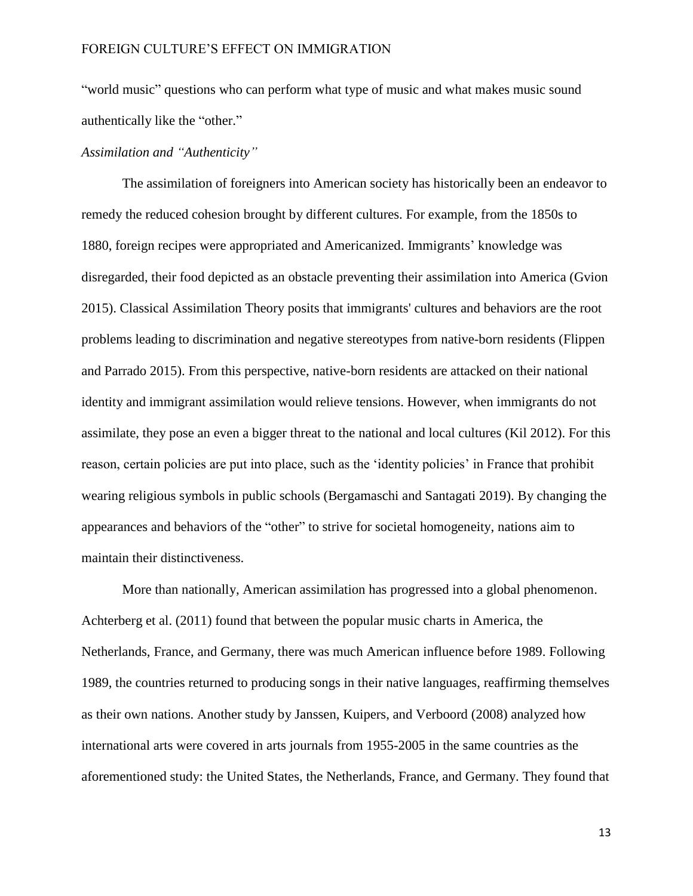"world music" questions who can perform what type of music and what makes music sound authentically like the "other."

*Assimilation and "Authenticity"*

The assimilation of foreigners into American society has historically been an endeavor to remedy the reduced cohesion brought by different cultures. For example, from the 1850s to 1880, foreign recipes were appropriated and Americanized. Immigrants' knowledge was disregarded, their food depicted as an obstacle preventing their assimilation into America (Gvion 2015). Classical Assimilation Theory posits that immigrants' cultures and behaviors are the root problems leading to discrimination and negative stereotypes from native-born residents (Flippen and Parrado 2015). From this perspective, native-born residents are attacked on their national identity and immigrant assimilation would relieve tensions. However, when immigrants do not assimilate, they pose an even a bigger threat to the national and local cultures (Kil 2012). For this reason, certain policies are put into place, such as the 'identity policies' in France that prohibit wearing religious symbols in public schools (Bergamaschi and Santagati 2019). By changing the appearances and behaviors of the "other" to strive for societal homogeneity, nations aim to maintain their distinctiveness.

More than nationally, American assimilation has progressed into a global phenomenon. Achterberg et al. (2011) found that between the popular music charts in America, the Netherlands, France, and Germany, there was much American influence before 1989. Following 1989, the countries returned to producing songs in their native languages, reaffirming themselves as their own nations. Another study by Janssen, Kuipers, and Verboord (2008) analyzed how international arts were covered in arts journals from 1955-2005 in the same countries as the aforementioned study: the United States, the Netherlands, France, and Germany. They found that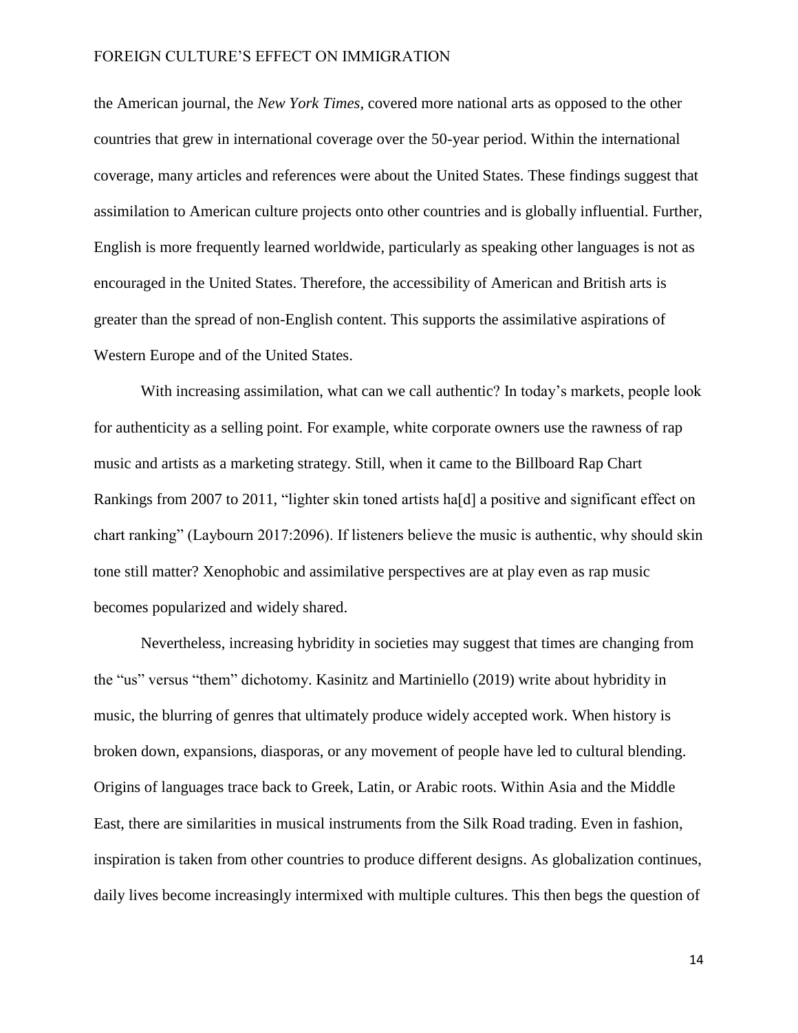the American journal, the *New York Times*, covered more national arts as opposed to the other countries that grew in international coverage over the 50-year period. Within the international coverage, many articles and references were about the United States. These findings suggest that assimilation to American culture projects onto other countries and is globally influential. Further, English is more frequently learned worldwide, particularly as speaking other languages is not as encouraged in the United States. Therefore, the accessibility of American and British arts is greater than the spread of non-English content. This supports the assimilative aspirations of Western Europe and of the United States.

With increasing assimilation, what can we call authentic? In today's markets, people look for authenticity as a selling point. For example, white corporate owners use the rawness of rap music and artists as a marketing strategy. Still, when it came to the Billboard Rap Chart Rankings from 2007 to 2011, "lighter skin toned artists ha[d] a positive and significant effect on chart ranking" (Laybourn 2017:2096). If listeners believe the music is authentic, why should skin tone still matter? Xenophobic and assimilative perspectives are at play even as rap music becomes popularized and widely shared.

Nevertheless, increasing hybridity in societies may suggest that times are changing from the "us" versus "them" dichotomy. Kasinitz and Martiniello (2019) write about hybridity in music, the blurring of genres that ultimately produce widely accepted work. When history is broken down, expansions, diasporas, or any movement of people have led to cultural blending. Origins of languages trace back to Greek, Latin, or Arabic roots. Within Asia and the Middle East, there are similarities in musical instruments from the Silk Road trading. Even in fashion, inspiration is taken from other countries to produce different designs. As globalization continues, daily lives become increasingly intermixed with multiple cultures. This then begs the question of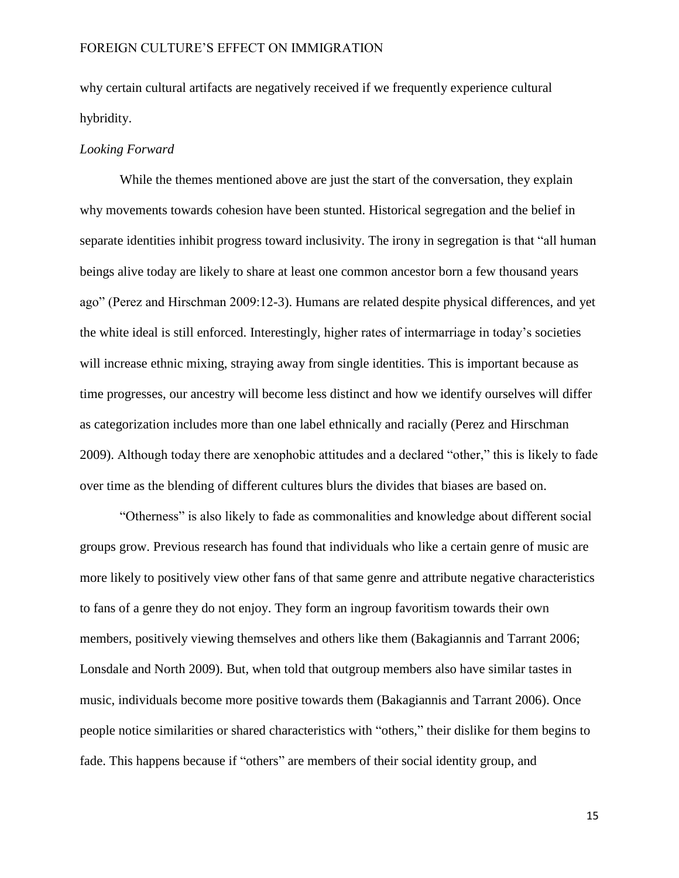why certain cultural artifacts are negatively received if we frequently experience cultural hybridity.

*Looking Forward*

While the themes mentioned above are just the start of the conversation, they explain why movements towards cohesion have been stunted. Historical segregation and the belief in separate identities inhibit progress toward inclusivity. The irony in segregation is that "all human beings alive today are likely to share at least one common ancestor born a few thousand years ago" (Perez and Hirschman 2009:12-3). Humans are related despite physical differences, and yet the white ideal is still enforced. Interestingly, higher rates of intermarriage in today's societies will increase ethnic mixing, straying away from single identities. This is important because as time progresses, our ancestry will become less distinct and how we identify ourselves will differ as categorization includes more than one label ethnically and racially (Perez and Hirschman 2009). Although today there are xenophobic attitudes and a declared "other," this is likely to fade over time as the blending of different cultures blurs the divides that biases are based on.

"Otherness" is also likely to fade as commonalities and knowledge about different social groups grow. Previous research has found that individuals who like a certain genre of music are more likely to positively view other fans of that same genre and attribute negative characteristics to fans of a genre they do not enjoy. They form an ingroup favoritism towards their own members, positively viewing themselves and others like them (Bakagiannis and Tarrant 2006; Lonsdale and North 2009). But, when told that outgroup members also have similar tastes in music, individuals become more positive towards them (Bakagiannis and Tarrant 2006). Once people notice similarities or shared characteristics with "others," their dislike for them begins to fade. This happens because if "others" are members of their social identity group, and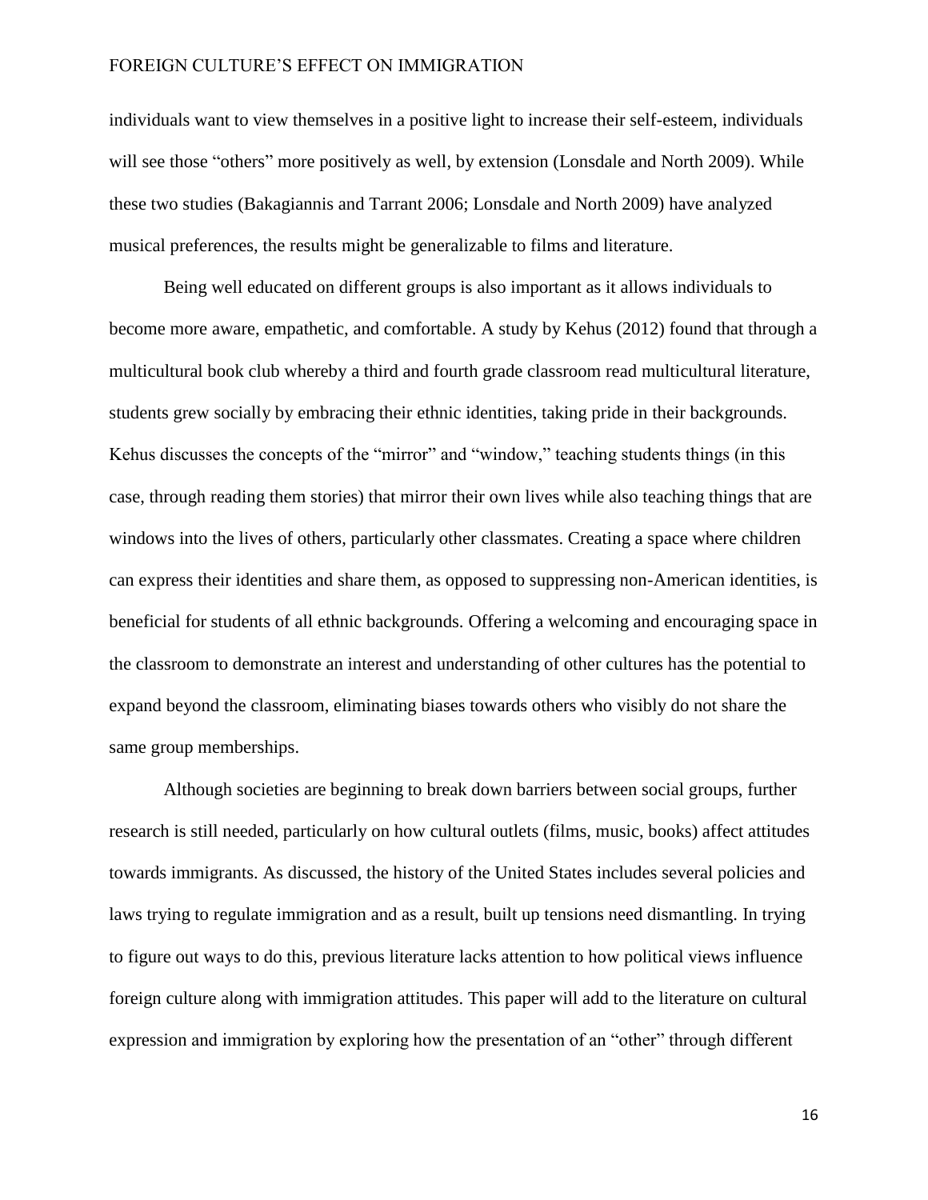individuals want to view themselves in a positive light to increase their self-esteem, individuals will see those "others" more positively as well, by extension (Lonsdale and North 2009). While these two studies (Bakagiannis and Tarrant 2006; Lonsdale and North 2009) have analyzed musical preferences, the results might be generalizable to films and literature.

Being well educated on different groups is also important as it allows individuals to become more aware, empathetic, and comfortable. A study by Kehus (2012) found that through a multicultural book club whereby a third and fourth grade classroom read multicultural literature, students grew socially by embracing their ethnic identities, taking pride in their backgrounds. Kehus discusses the concepts of the "mirror" and "window," teaching students things (in this case, through reading them stories) that mirror their own lives while also teaching things that are windows into the lives of others, particularly other classmates. Creating a space where children can express their identities and share them, as opposed to suppressing non-American identities, is beneficial for students of all ethnic backgrounds. Offering a welcoming and encouraging space in the classroom to demonstrate an interest and understanding of other cultures has the potential to expand beyond the classroom, eliminating biases towards others who visibly do not share the same group memberships.

Although societies are beginning to break down barriers between social groups, further research is still needed, particularly on how cultural outlets (films, music, books) affect attitudes towards immigrants. As discussed, the history of the United States includes several policies and laws trying to regulate immigration and as a result, built up tensions need dismantling. In trying to figure out ways to do this, previous literature lacks attention to how political views influence foreign culture along with immigration attitudes. This paper will add to the literature on cultural expression and immigration by exploring how the presentation of an "other" through different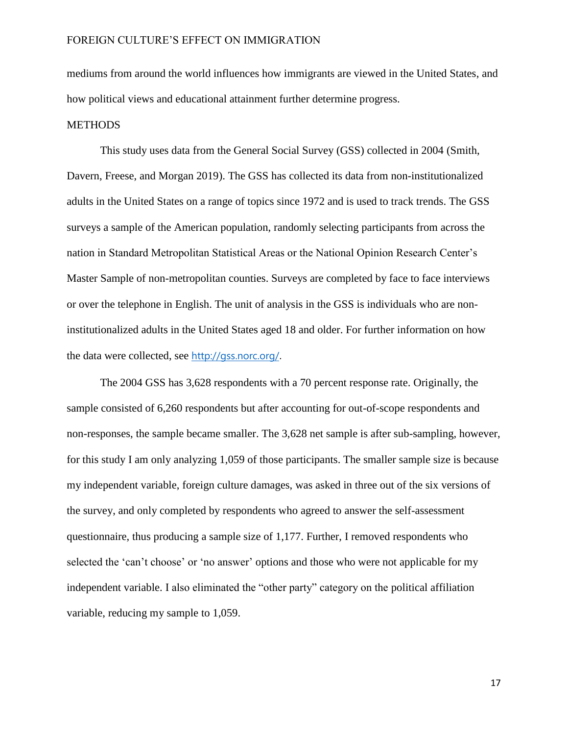mediums from around the world influences how immigrants are viewed in the United States, and how political views and educational attainment further determine progress.

## METHODS

This study uses data from the General Social Survey (GSS) collected in 2004 (Smith, Davern, Freese, and Morgan 2019). The GSS has collected its data from non-institutionalized adults in the United States on a range of topics since 1972 and is used to track trends. The GSS surveys a sample of the American population, randomly selecting participants from across the nation in Standard Metropolitan Statistical Areas or the National Opinion Research Center's Master Sample of non-metropolitan counties. Surveys are completed by face to face interviews or over the telephone in English. The unit of analysis in the GSS is individuals who are non-institutionalized adults in the United States aged 18 and older. For further information on how the data were collected, see http://gss.norc.org/.

The 2004 GSS has 3,628 respondents with a 70 percent response rate. Originally, the sample consisted of 6,260 respondents but after accounting for out-of-scope respondents and non-responses, the sample became smaller. The 3,628 net sample is after sub-sampling, however, for this study I am only analyzing 1,059 of those participants. The smaller sample size is because my independent variable, foreign culture damages, was asked in three out of the six versions of the survey, and only completed by respondents who agreed to answer the self-assessment questionnaire, thus producing a sample size of 1,177. Further, I removed respondents who selected the 'can't choose' or 'no answer' options and those who were not applicable for my independent variable. I also eliminated the "other party" category on the political affiliation variable, reducing my sample to 1,059.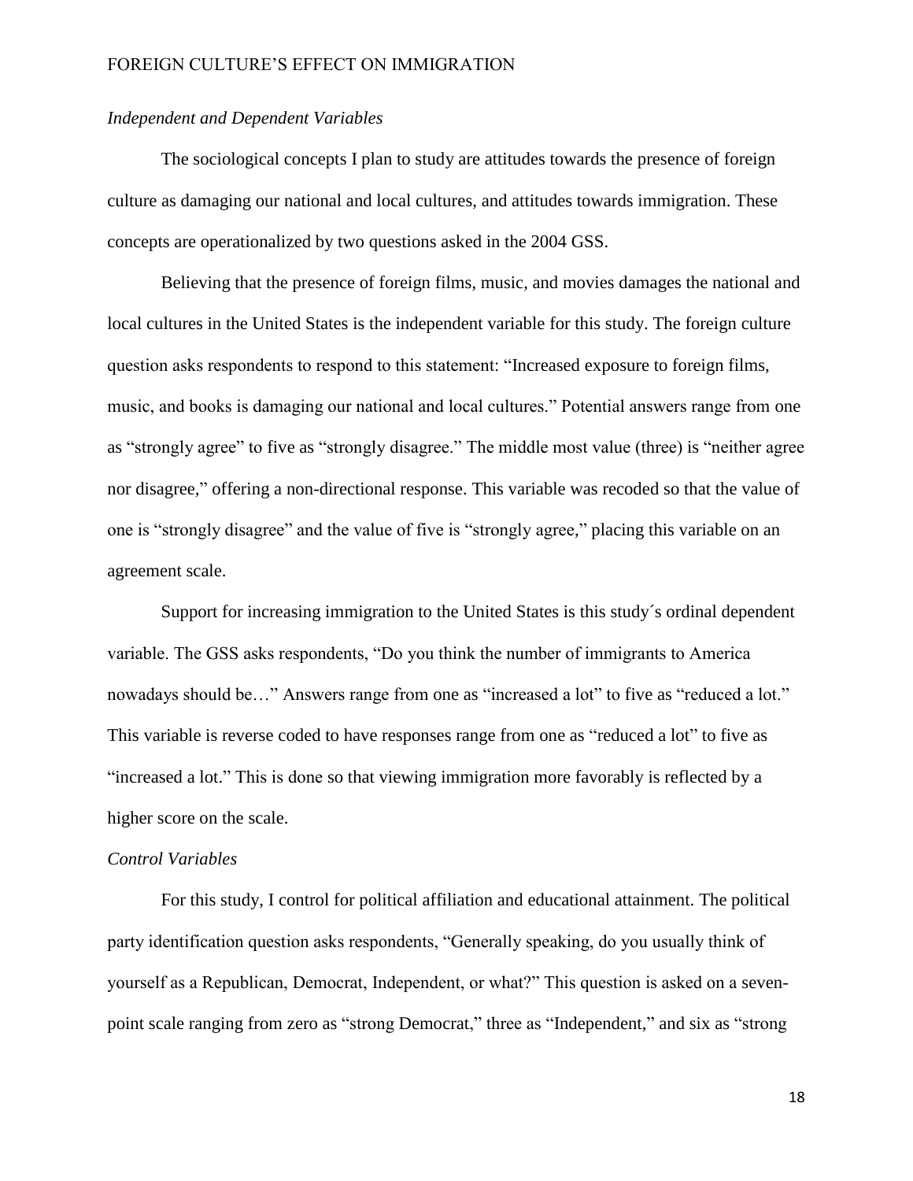*Independent and Dependent Variables*

The sociological concepts I plan to study are attitudes towards the presence of foreign culture as damaging our national and local cultures, and attitudes towards immigration. These concepts are operationalized by two questions asked in the 2004 GSS.

Believing that the presence of foreign films, music, and movies damages the national and local cultures in the United States is the independent variable for this study. The foreign culture question asks respondents to respond to this statement: "Increased exposure to foreign films, music, and books is damaging our national and local cultures." Potential answers range from one as "strongly agree" to five as "strongly disagree." The middle most value (three) is "neither agree nor disagree," offering a non-directional response. This variable was recoded so that the value of one is "strongly disagree" and the value of five is "strongly agree," placing this variable on an agreement scale.

Support for increasing immigration to the United States is this study´s ordinal dependent variable. The GSS asks respondents, "Do you think the number of immigrants to America nowadays should be…" Answers range from one as "increased a lot" to five as "reduced a lot." This variable is reverse coded to have responses range from one as "reduced a lot" to five as "increased a lot." This is done so that viewing immigration more favorably is reflected by a higher score on the scale.

*Control Variables*

For this study, I control for political affiliation and educational attainment. The political party identification question asks respondents, "Generally speaking, do you usually think of yourself as a Republican, Democrat, Independent, or what?" This question is asked on a seven-point scale ranging from zero as "strong Democrat," three as "Independent," and six as "strong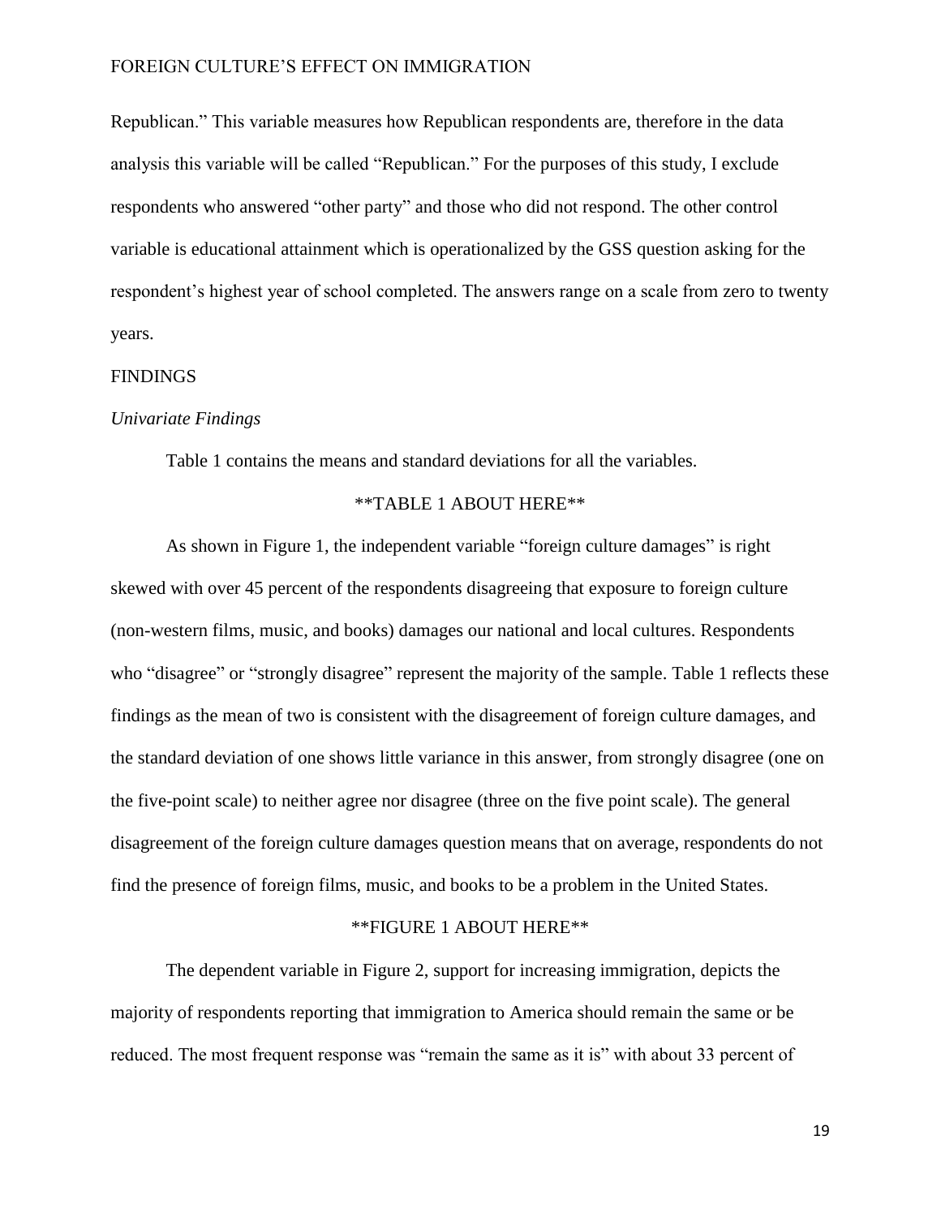Republican." This variable measures how Republican respondents are, therefore in the data analysis this variable will be called "Republican." For the purposes of this study, I exclude respondents who answered "other party" and those who did not respond. The other control variable is educational attainment which is operationalized by the GSS question asking for the respondent's highest year of school completed. The answers range on a scale from zero to twenty years.

## FINDINGS

### *Univariate Findings*

Table 1 contains the means and standard deviations for all the variables.

**TABLE 1 ABOUT HERE**

As shown in Figure 1, the independent variable "foreign culture damages" is right skewed with over 45 percent of the respondents disagreeing that exposure to foreign culture (non-western films, music, and books) damages our national and local cultures. Respondents who "disagree" or "strongly disagree" represent the majority of the sample. Table 1 reflects these findings as the mean of two is consistent with the disagreement of foreign culture damages, and the standard deviation of one shows little variance in this answer, from strongly disagree (one on the five-point scale) to neither agree nor disagree (three on the five point scale). The general disagreement of the foreign culture damages question means that on average, respondents do not find the presence of foreign films, music, and books to be a problem in the United States.

**FIGURE 1 ABOUT HERE**

The dependent variable in Figure 2, support for increasing immigration, depicts the majority of respondents reporting that immigration to America should remain the same or be reduced. The most frequent response was "remain the same as it is" with about 33 percent of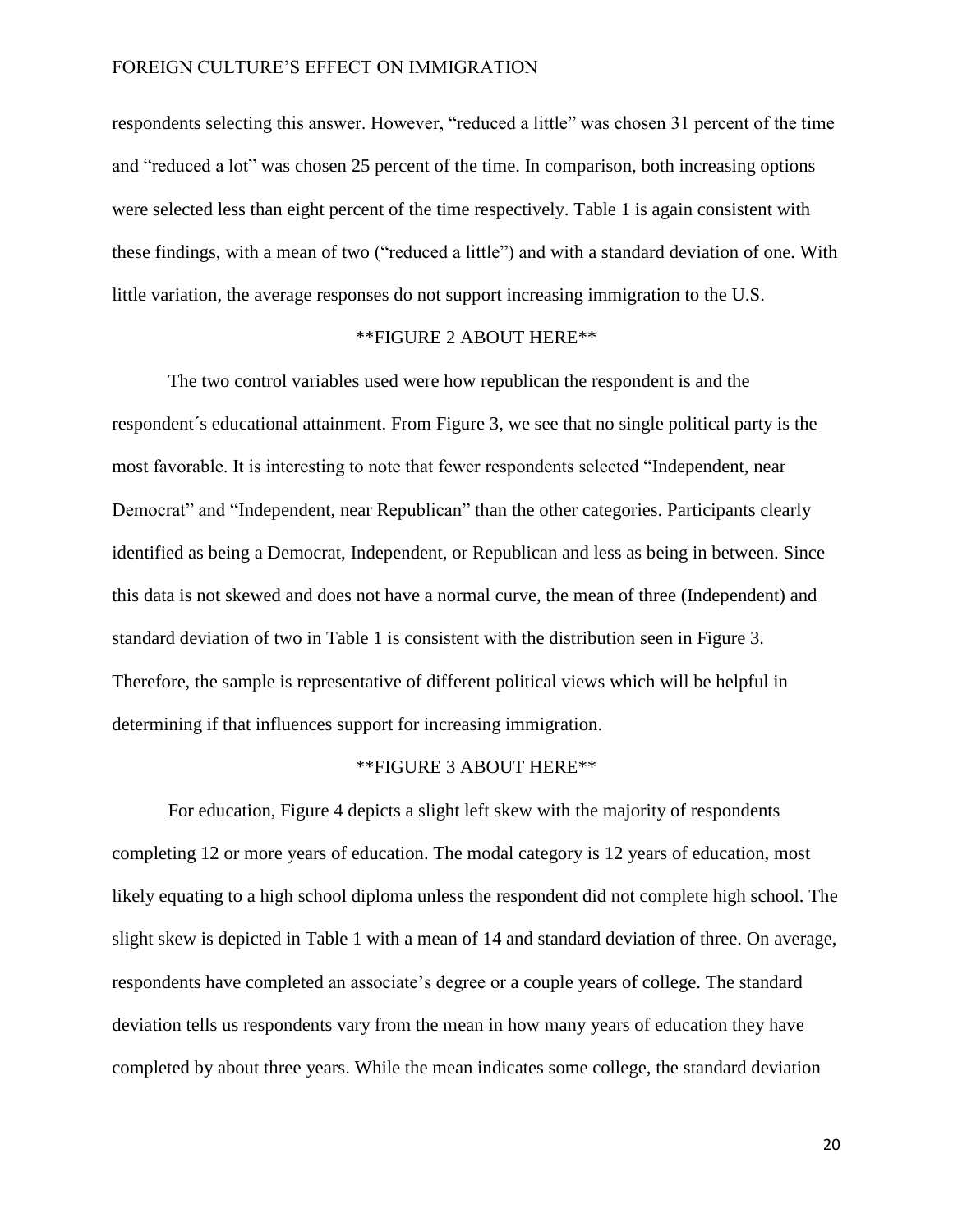respondents selecting this answer. However, “reduced a little” was chosen 31 percent of the time and “reduced a lot” was chosen 25 percent of the time. In comparison, both increasing options were selected less than eight percent of the time respectively. Table 1 is again consistent with these findings, with a mean of two (“reduced a little”) and with a standard deviation of one. With little variation, the average responses do not support increasing immigration to the U.S.

**FIGURE 2 ABOUT HERE**

The two control variables used were how republican the respondent is and the respondent´s educational attainment. From Figure 3, we see that no single political party is the most favorable. It is interesting to note that fewer respondents selected “Independent, near Democrat” and “Independent, near Republican” than the other categories. Participants clearly identified as being a Democrat, Independent, or Republican and less as being in between. Since this data is not skewed and does not have a normal curve, the mean of three (Independent) and standard deviation of two in Table 1 is consistent with the distribution seen in Figure 3. Therefore, the sample is representative of different political views which will be helpful in determining if that influences support for increasing immigration.

**FIGURE 3 ABOUT HERE**

For education, Figure 4 depicts a slight left skew with the majority of respondents completing 12 or more years of education. The modal category is 12 years of education, most likely equating to a high school diploma unless the respondent did not complete high school. The slight skew is depicted in Table 1 with a mean of 14 and standard deviation of three. On average, respondents have completed an associate’s degree or a couple years of college. The standard deviation tells us respondents vary from the mean in how many years of education they have completed by about three years. While the mean indicates some college, the standard deviation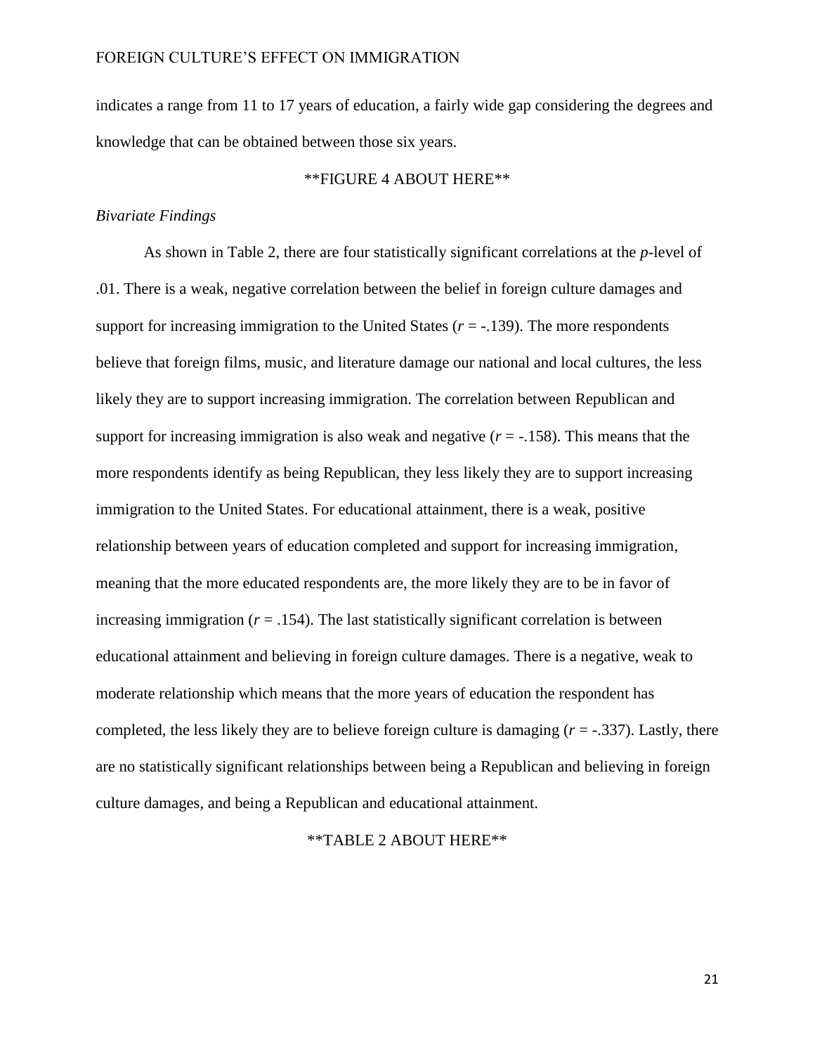indicates a range from 11 to 17 years of education, a fairly wide gap considering the degrees and knowledge that can be obtained between those six years.

**FIGURE 4 ABOUT HERE**

*Bivariate Findings*

As shown in Table 2, there are four statistically significant correlations at the *p*-level of .01. There is a weak, negative correlation between the belief in foreign culture damages and support for increasing immigration to the United States ($r$ = -.139). The more respondents believe that foreign films, music, and literature damage our national and local cultures, the less likely they are to support increasing immigration. The correlation between Republican and support for increasing immigration is also weak and negative ($r$ = -.158). This means that the more respondents identify as being Republican, they less likely they are to support increasing immigration to the United States. For educational attainment, there is a weak, positive relationship between years of education completed and support for increasing immigration, meaning that the more educated respondents are, the more likely they are to be in favor of increasing immigration ($r$ = .154). The last statistically significant correlation is between educational attainment and believing in foreign culture damages. There is a negative, weak to moderate relationship which means that the more years of education the respondent has completed, the less likely they are to believe foreign culture is damaging ($r$ = -.337). Lastly, there are no statistically significant relationships between being a Republican and believing in foreign culture damages, and being a Republican and educational attainment.

**TABLE 2 ABOUT HERE**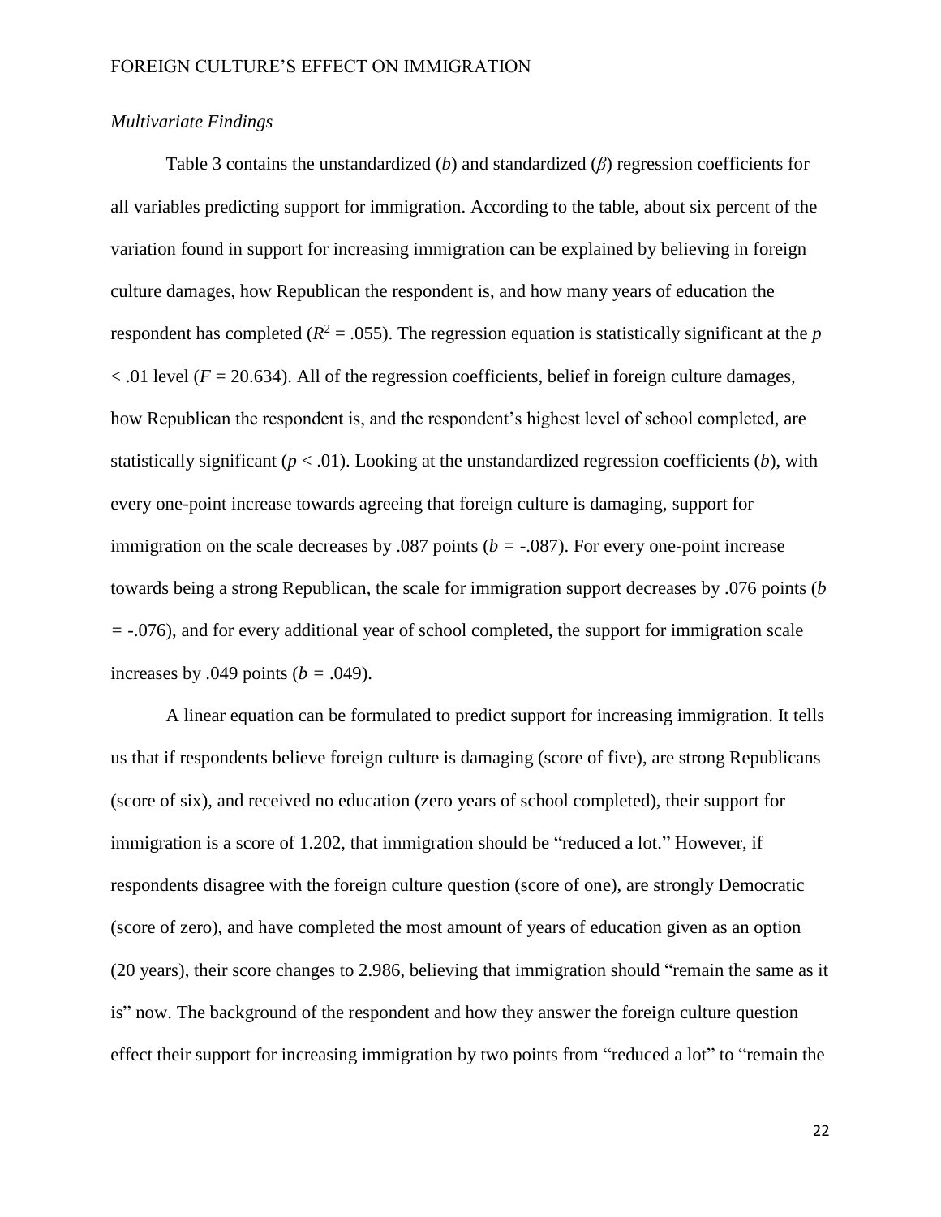*Multivariate Findings*

Table 3 contains the unstandardized (*b*) and standardized ($\beta$) regression coefficients for all variables predicting support for immigration. According to the table, about six percent of the variation found in support for increasing immigration can be explained by believing in foreign culture damages, how Republican the respondent is, and how many years of education the respondent has completed ($R^2 = .055$). The regression equation is statistically significant at the $p < .01$ level ($F = 20.634$). All of the regression coefficients, belief in foreign culture damages, how Republican the respondent is, and the respondent's highest level of school completed, are statistically significant ($p < .01$). Looking at the unstandardized regression coefficients (*b*), with every one-point increase towards agreeing that foreign culture is damaging, support for immigration on the scale decreases by .087 points ($b = -.087$). For every one-point increase towards being a strong Republican, the scale for immigration support decreases by .076 points ($b = -.076$), and for every additional year of school completed, the support for immigration scale increases by .049 points ($b = .049$).

A linear equation can be formulated to predict support for increasing immigration. It tells us that if respondents believe foreign culture is damaging (score of five), are strong Republicans (score of six), and received no education (zero years of school completed), their support for immigration is a score of 1.202, that immigration should be "reduced a lot." However, if respondents disagree with the foreign culture question (score of one), are strongly Democratic (score of zero), and have completed the most amount of years of education given as an option (20 years), their score changes to 2.986, believing that immigration should "remain the same as it is" now. The background of the respondent and how they answer the foreign culture question effect their support for increasing immigration by two points from "reduced a lot" to "remain the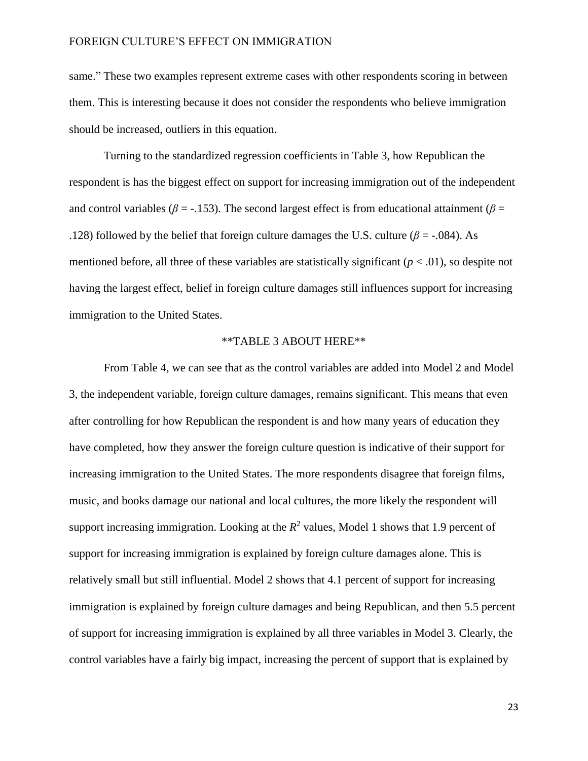same." These two examples represent extreme cases with other respondents scoring in between them. This is interesting because it does not consider the respondents who believe immigration should be increased, outliers in this equation.

Turning to the standardized regression coefficients in Table 3, how Republican the respondent is has the biggest effect on support for increasing immigration out of the independent and control variables ($\beta$ = -.153). The second largest effect is from educational attainment ($\beta$ = .128) followed by the belief that foreign culture damages the U.S. culture ($\beta$ = -.084). As mentioned before, all three of these variables are statistically significant ($p < .01$), so despite not having the largest effect, belief in foreign culture damages still influences support for increasing immigration to the United States.

**TABLE 3 ABOUT HERE**

From Table 4, we can see that as the control variables are added into Model 2 and Model 3, the independent variable, foreign culture damages, remains significant. This means that even after controlling for how Republican the respondent is and how many years of education they have completed, how they answer the foreign culture question is indicative of their support for increasing immigration to the United States. The more respondents disagree that foreign films, music, and books damage our national and local cultures, the more likely the respondent will support increasing immigration. Looking at the $R^2$ values, Model 1 shows that 1.9 percent of support for increasing immigration is explained by foreign culture damages alone. This is relatively small but still influential. Model 2 shows that 4.1 percent of support for increasing immigration is explained by foreign culture damages and being Republican, and then 5.5 percent of support for increasing immigration is explained by all three variables in Model 3. Clearly, the control variables have a fairly big impact, increasing the percent of support that is explained by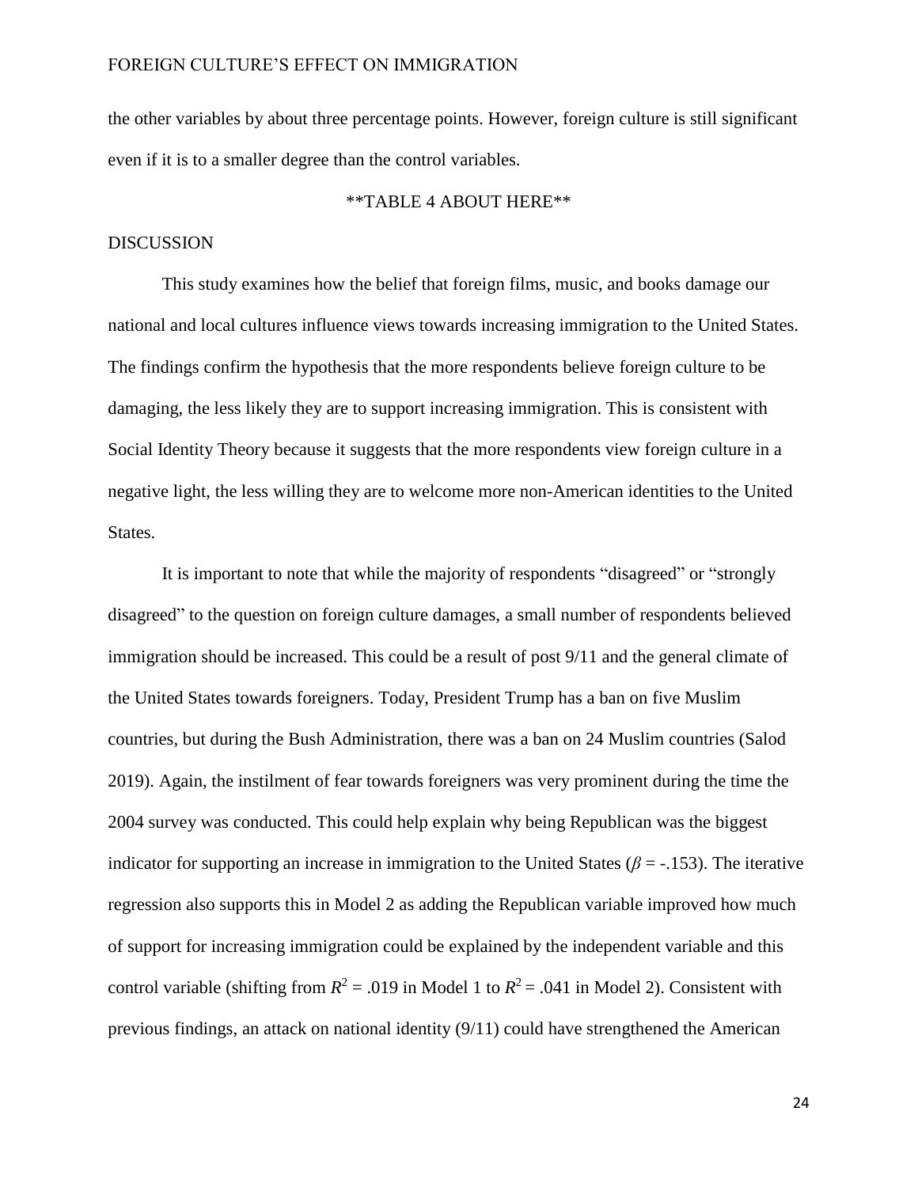the other variables by about three percentage points. However, foreign culture is still significant even if it is to a smaller degree than the control variables.

**TABLE 4 ABOUT HERE**

## DISCUSSION

This study examines how the belief that foreign films, music, and books damage our national and local cultures influence views towards increasing immigration to the United States. The findings confirm the hypothesis that the more respondents believe foreign culture to be damaging, the less likely they are to support increasing immigration. This is consistent with Social Identity Theory because it suggests that the more respondents view foreign culture in a negative light, the less willing they are to welcome more non-American identities to the United States.

It is important to note that while the majority of respondents "disagreed" or "strongly disagreed" to the question on foreign culture damages, a small number of respondents believed immigration should be increased. This could be a result of post 9/11 and the general climate of the United States towards foreigners. Today, President Trump has a ban on five Muslim countries, but during the Bush Administration, there was a ban on 24 Muslim countries (Salod 2019). Again, the instilment of fear towards foreigners was very prominent during the time the 2004 survey was conducted. This could help explain why being Republican was the biggest indicator for supporting an increase in immigration to the United States ($\beta = -.153$). The iterative regression also supports this in Model 2 as adding the Republican variable improved how much of support for increasing immigration could be explained by the independent variable and this control variable (shifting from $R^2 = .019$ in Model 1 to $R^2 = .041$ in Model 2). Consistent with previous findings, an attack on national identity (9/11) could have strengthened the American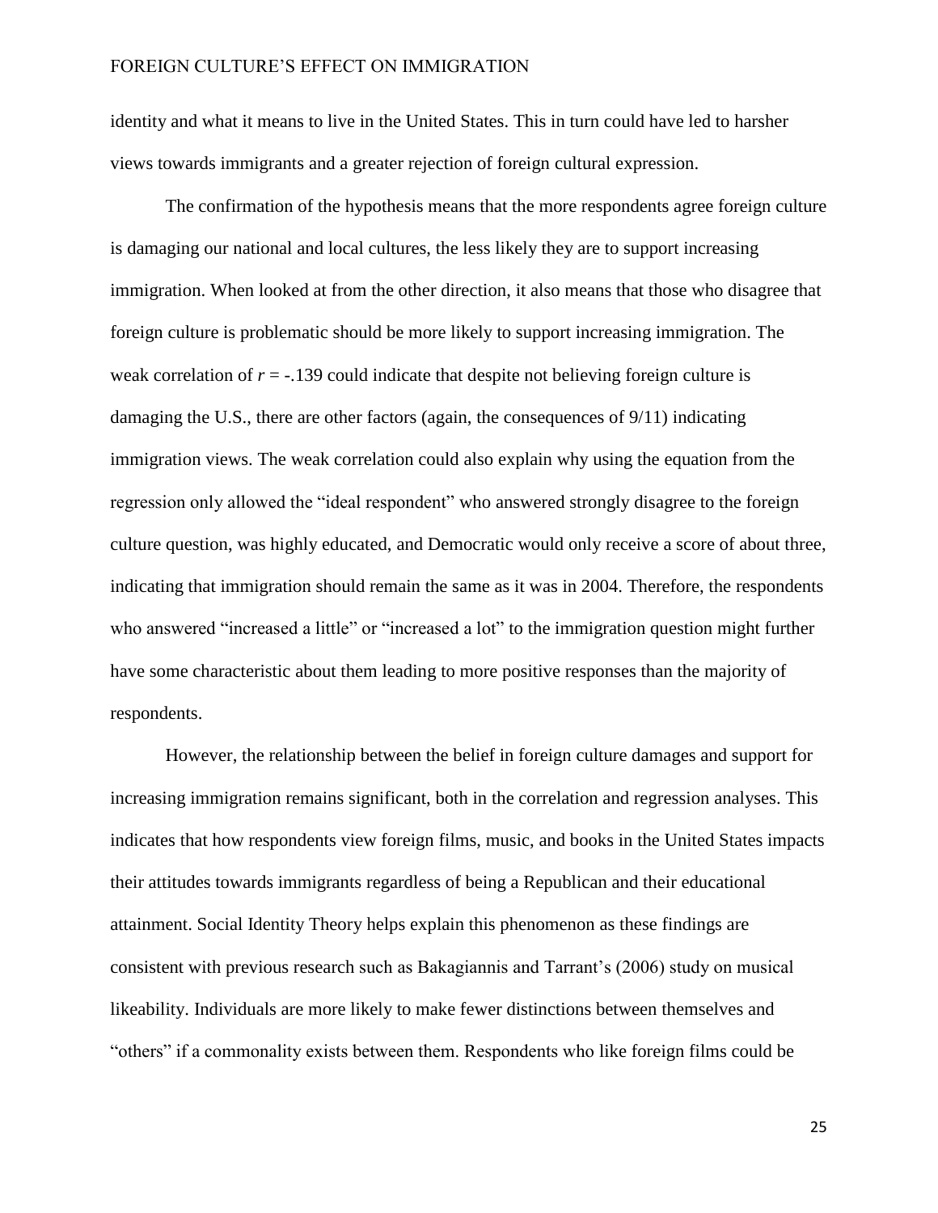identity and what it means to live in the United States. This in turn could have led to harsher views towards immigrants and a greater rejection of foreign cultural expression.

The confirmation of the hypothesis means that the more respondents agree foreign culture is damaging our national and local cultures, the less likely they are to support increasing immigration. When looked at from the other direction, it also means that those who disagree that foreign culture is problematic should be more likely to support increasing immigration. The weak correlation of $r = -.139$ could indicate that despite not believing foreign culture is damaging the U.S., there are other factors (again, the consequences of 9/11) indicating immigration views. The weak correlation could also explain why using the equation from the regression only allowed the "ideal respondent" who answered strongly disagree to the foreign culture question, was highly educated, and Democratic would only receive a score of about three, indicating that immigration should remain the same as it was in 2004. Therefore, the respondents who answered "increased a little" or "increased a lot" to the immigration question might further have some characteristic about them leading to more positive responses than the majority of respondents.

However, the relationship between the belief in foreign culture damages and support for increasing immigration remains significant, both in the correlation and regression analyses. This indicates that how respondents view foreign films, music, and books in the United States impacts their attitudes towards immigrants regardless of being a Republican and their educational attainment. Social Identity Theory helps explain this phenomenon as these findings are consistent with previous research such as Bakagiannis and Tarrant's (2006) study on musical likeability. Individuals are more likely to make fewer distinctions between themselves and "others" if a commonality exists between them. Respondents who like foreign films could be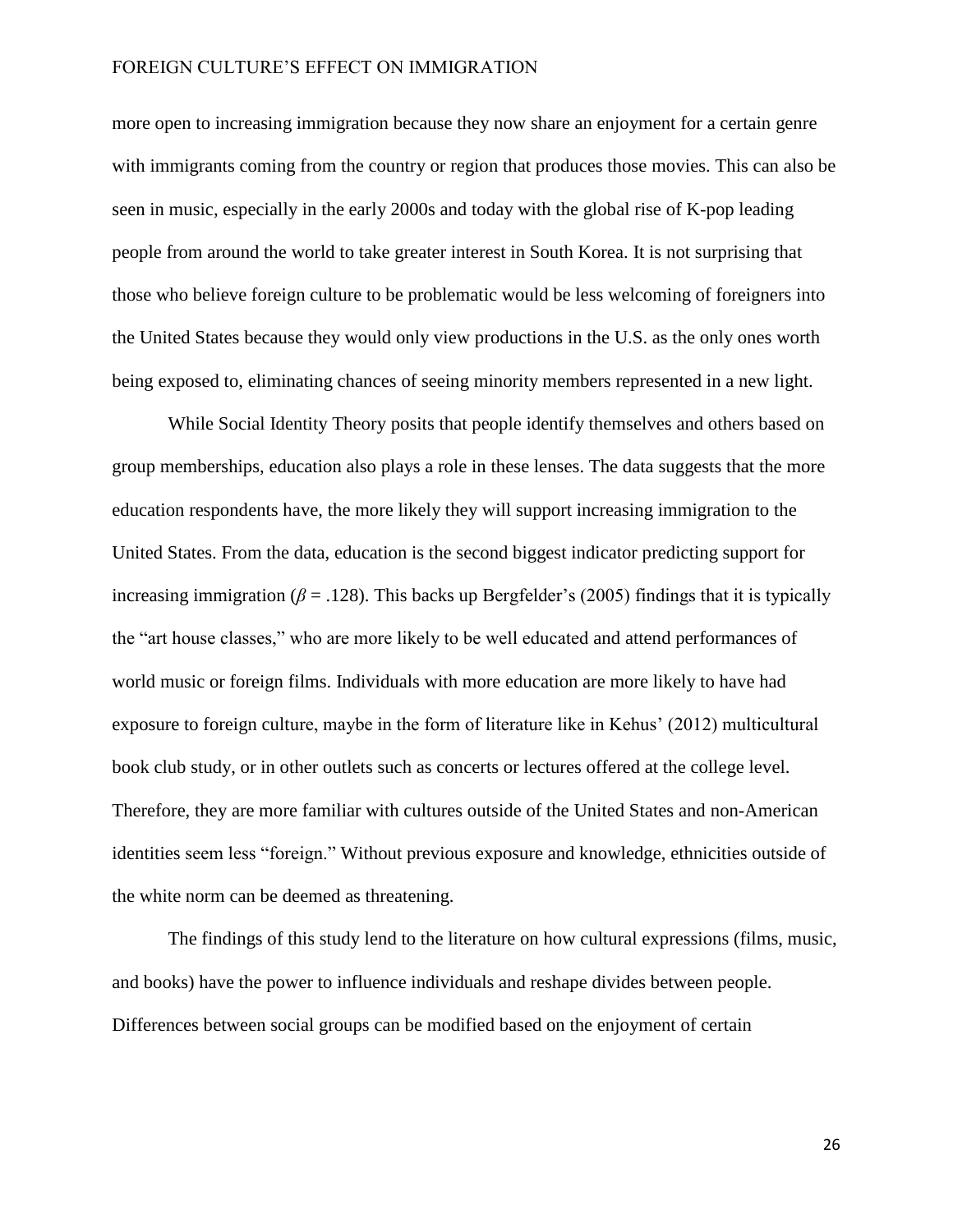more open to increasing immigration because they now share an enjoyment for a certain genre with immigrants coming from the country or region that produces those movies. This can also be seen in music, especially in the early 2000s and today with the global rise of K-pop leading people from around the world to take greater interest in South Korea. It is not surprising that those who believe foreign culture to be problematic would be less welcoming of foreigners into the United States because they would only view productions in the U.S. as the only ones worth being exposed to, eliminating chances of seeing minority members represented in a new light.

While Social Identity Theory posits that people identify themselves and others based on group memberships, education also plays a role in these lenses. The data suggests that the more education respondents have, the more likely they will support increasing immigration to the United States. From the data, education is the second biggest indicator predicting support for increasing immigration ($\beta = .128$). This backs up Bergfelder's (2005) findings that it is typically the "art house classes," who are more likely to be well educated and attend performances of world music or foreign films. Individuals with more education are more likely to have had exposure to foreign culture, maybe in the form of literature like in Kehus' (2012) multicultural book club study, or in other outlets such as concerts or lectures offered at the college level. Therefore, they are more familiar with cultures outside of the United States and non-American identities seem less "foreign." Without previous exposure and knowledge, ethnicities outside of the white norm can be deemed as threatening.

The findings of this study lend to the literature on how cultural expressions (films, music, and books) have the power to influence individuals and reshape divides between people. Differences between social groups can be modified based on the enjoyment of certain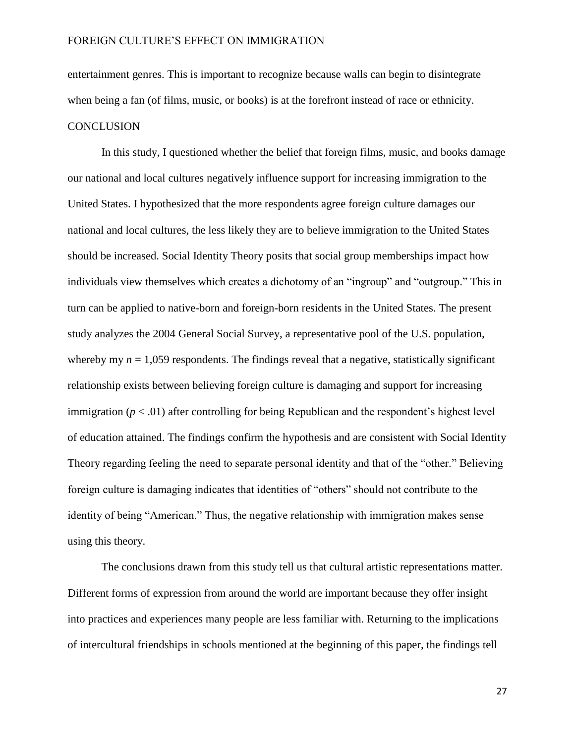entertainment genres. This is important to recognize because walls can begin to disintegrate when being a fan (of films, music, or books) is at the forefront instead of race or ethnicity.

## CONCLUSION

In this study, I questioned whether the belief that foreign films, music, and books damage our national and local cultures negatively influence support for increasing immigration to the United States. I hypothesized that the more respondents agree foreign culture damages our national and local cultures, the less likely they are to believe immigration to the United States should be increased. Social Identity Theory posits that social group memberships impact how individuals view themselves which creates a dichotomy of an "ingroup" and "outgroup." This in turn can be applied to native-born and foreign-born residents in the United States. The present study analyzes the 2004 General Social Survey, a representative pool of the U.S. population, whereby my $n = 1{,}059$ respondents. The findings reveal that a negative, statistically significant relationship exists between believing foreign culture is damaging and support for increasing immigration ($p < .01$) after controlling for being Republican and the respondent's highest level of education attained. The findings confirm the hypothesis and are consistent with Social Identity Theory regarding feeling the need to separate personal identity and that of the "other." Believing foreign culture is damaging indicates that identities of "others" should not contribute to the identity of being "American." Thus, the negative relationship with immigration makes sense using this theory.

The conclusions drawn from this study tell us that cultural artistic representations matter. Different forms of expression from around the world are important because they offer insight into practices and experiences many people are less familiar with. Returning to the implications of intercultural friendships in schools mentioned at the beginning of this paper, the findings tell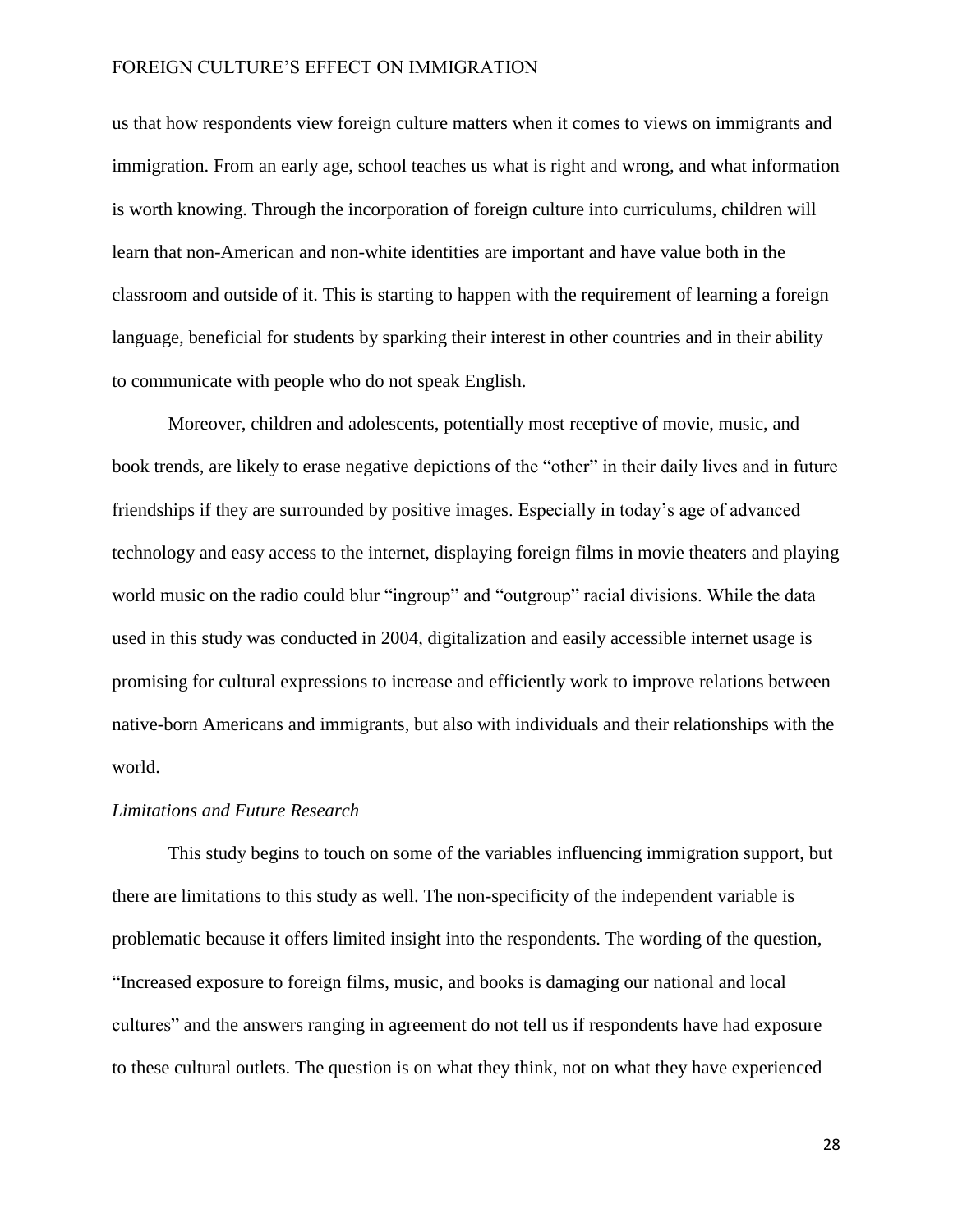us that how respondents view foreign culture matters when it comes to views on immigrants and immigration. From an early age, school teaches us what is right and wrong, and what information is worth knowing. Through the incorporation of foreign culture into curriculums, children will learn that non-American and non-white identities are important and have value both in the classroom and outside of it. This is starting to happen with the requirement of learning a foreign language, beneficial for students by sparking their interest in other countries and in their ability to communicate with people who do not speak English.

Moreover, children and adolescents, potentially most receptive of movie, music, and book trends, are likely to erase negative depictions of the "other" in their daily lives and in future friendships if they are surrounded by positive images. Especially in today's age of advanced technology and easy access to the internet, displaying foreign films in movie theaters and playing world music on the radio could blur "ingroup" and "outgroup" racial divisions. While the data used in this study was conducted in 2004, digitalization and easily accessible internet usage is promising for cultural expressions to increase and efficiently work to improve relations between native-born Americans and immigrants, but also with individuals and their relationships with the world.

*Limitations and Future Research*

This study begins to touch on some of the variables influencing immigration support, but there are limitations to this study as well. The non-specificity of the independent variable is problematic because it offers limited insight into the respondents. The wording of the question, "Increased exposure to foreign films, music, and books is damaging our national and local cultures" and the answers ranging in agreement do not tell us if respondents have had exposure to these cultural outlets. The question is on what they think, not on what they have experienced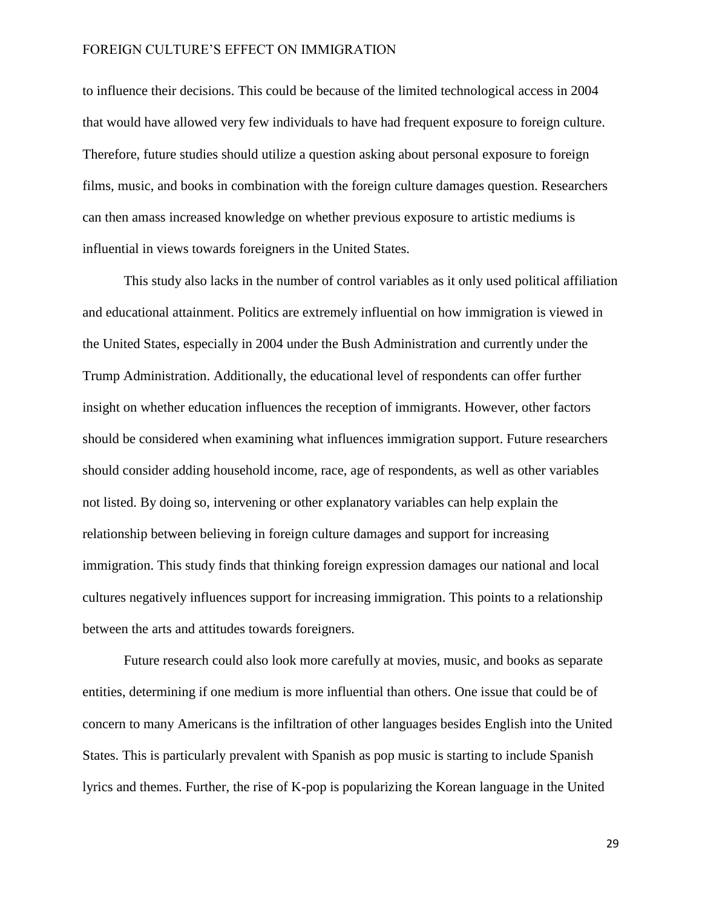to influence their decisions. This could be because of the limited technological access in 2004 that would have allowed very few individuals to have had frequent exposure to foreign culture. Therefore, future studies should utilize a question asking about personal exposure to foreign films, music, and books in combination with the foreign culture damages question. Researchers can then amass increased knowledge on whether previous exposure to artistic mediums is influential in views towards foreigners in the United States.

This study also lacks in the number of control variables as it only used political affiliation and educational attainment. Politics are extremely influential on how immigration is viewed in the United States, especially in 2004 under the Bush Administration and currently under the Trump Administration. Additionally, the educational level of respondents can offer further insight on whether education influences the reception of immigrants. However, other factors should be considered when examining what influences immigration support. Future researchers should consider adding household income, race, age of respondents, as well as other variables not listed. By doing so, intervening or other explanatory variables can help explain the relationship between believing in foreign culture damages and support for increasing immigration. This study finds that thinking foreign expression damages our national and local cultures negatively influences support for increasing immigration. This points to a relationship between the arts and attitudes towards foreigners.

Future research could also look more carefully at movies, music, and books as separate entities, determining if one medium is more influential than others. One issue that could be of concern to many Americans is the infiltration of other languages besides English into the United States. This is particularly prevalent with Spanish as pop music is starting to include Spanish lyrics and themes. Further, the rise of K-pop is popularizing the Korean language in the United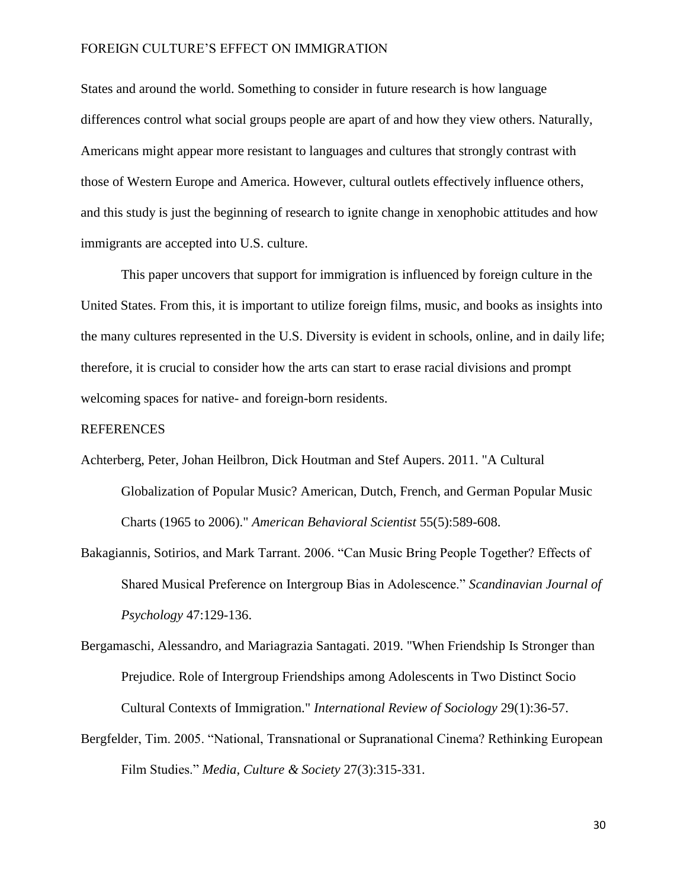States and around the world. Something to consider in future research is how language differences control what social groups people are apart of and how they view others. Naturally, Americans might appear more resistant to languages and cultures that strongly contrast with those of Western Europe and America. However, cultural outlets effectively influence others, and this study is just the beginning of research to ignite change in xenophobic attitudes and how immigrants are accepted into U.S. culture.

This paper uncovers that support for immigration is influenced by foreign culture in the United States. From this, it is important to utilize foreign films, music, and books as insights into the many cultures represented in the U.S. Diversity is evident in schools, online, and in daily life; therefore, it is crucial to consider how the arts can start to erase racial divisions and prompt welcoming spaces for native- and foreign-born residents.

## REFERENCES

Achterberg, Peter, Johan Heilbron, Dick Houtman and Stef Aupers. 2011. "A Cultural Globalization of Popular Music? American, Dutch, French, and German Popular Music Charts (1965 to 2006)." *American Behavioral Scientist* 55(5):589-608.

Bakagiannis, Sotirios, and Mark Tarrant. 2006. "Can Music Bring People Together? Effects of Shared Musical Preference on Intergroup Bias in Adolescence." *Scandinavian Journal of Psychology* 47:129-136.

Bergamaschi, Alessandro, and Mariagrazia Santagati. 2019. "When Friendship Is Stronger than Prejudice. Role of Intergroup Friendships among Adolescents in Two Distinct Socio Cultural Contexts of Immigration." *International Review of Sociology* 29(1):36-57.

Bergfelder, Tim. 2005. "National, Transnational or Supranational Cinema? Rethinking European Film Studies." *Media, Culture & Society* 27(3):315-331.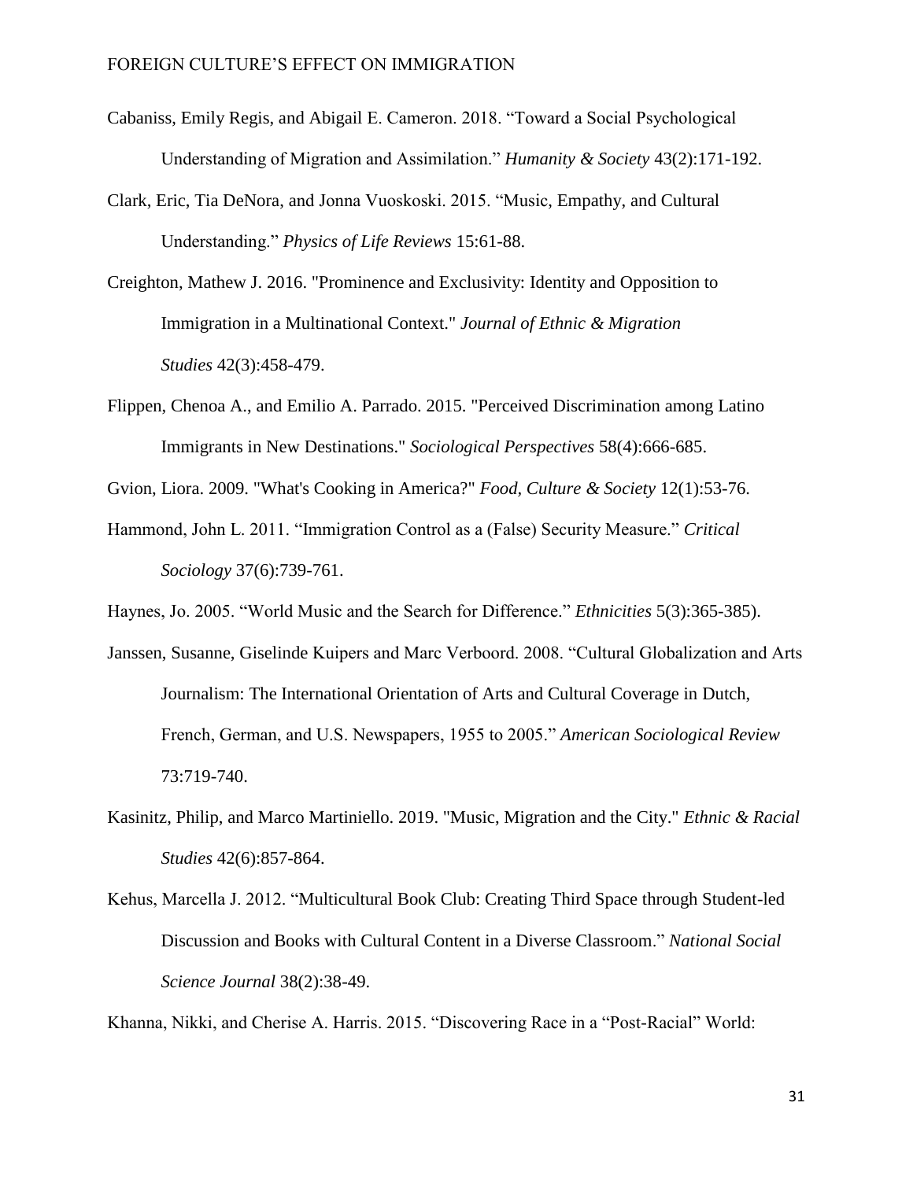Cabaniss, Emily Regis, and Abigail E. Cameron. 2018. "Toward a Social Psychological Understanding of Migration and Assimilation." *Humanity & Society* 43(2):171-192.

Clark, Eric, Tia DeNora, and Jonna Vuoskoski. 2015. "Music, Empathy, and Cultural Understanding." *Physics of Life Reviews* 15:61-88.

Creighton, Mathew J. 2016. "Prominence and Exclusivity: Identity and Opposition to Immigration in a Multinational Context." *Journal of Ethnic & Migration Studies* 42(3):458-479.

Flippen, Chenoa A., and Emilio A. Parrado. 2015. "Perceived Discrimination among Latino Immigrants in New Destinations." *Sociological Perspectives* 58(4):666-685.

Gvion, Liora. 2009. "What's Cooking in America?" *Food, Culture & Society* 12(1):53-76.

Hammond, John L. 2011. "Immigration Control as a (False) Security Measure." *Critical Sociology* 37(6):739-761.

Haynes, Jo. 2005. "World Music and the Search for Difference." *Ethnicities* 5(3):365-385).

Janssen, Susanne, Giselinde Kuipers and Marc Verboord. 2008. "Cultural Globalization and Arts Journalism: The International Orientation of Arts and Cultural Coverage in Dutch, French, German, and U.S. Newspapers, 1955 to 2005." *American Sociological Review* 73:719-740.

Kasinitz, Philip, and Marco Martiniello. 2019. "Music, Migration and the City." *Ethnic & Racial Studies* 42(6):857-864.

Kehus, Marcella J. 2012. "Multicultural Book Club: Creating Third Space through Student-led Discussion and Books with Cultural Content in a Diverse Classroom." *National Social Science Journal* 38(2):38-49.

Khanna, Nikki, and Cherise A. Harris. 2015. "Discovering Race in a "Post-Racial" World: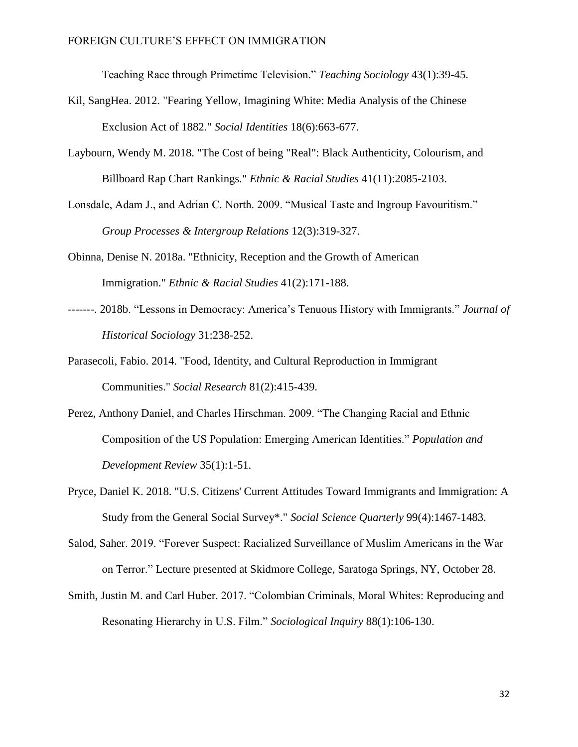Teaching Race through Primetime Television." *Teaching Sociology* 43(1):39-45.

Kil, SangHea. 2012. "Fearing Yellow, Imagining White: Media Analysis of the Chinese Exclusion Act of 1882." *Social Identities* 18(6):663-677.

Laybourn, Wendy M. 2018. "The Cost of being "Real": Black Authenticity, Colourism, and Billboard Rap Chart Rankings." *Ethnic & Racial Studies* 41(11):2085-2103.

Lonsdale, Adam J., and Adrian C. North. 2009. "Musical Taste and Ingroup Favouritism." *Group Processes & Intergroup Relations* 12(3):319-327.

Obinna, Denise N. 2018a. "Ethnicity, Reception and the Growth of American Immigration." *Ethnic & Racial Studies* 41(2):171-188.

-------. 2018b. "Lessons in Democracy: America's Tenuous History with Immigrants." *Journal of Historical Sociology* 31:238-252.

Parasecoli, Fabio. 2014. "Food, Identity, and Cultural Reproduction in Immigrant Communities." *Social Research* 81(2):415-439.

Perez, Anthony Daniel, and Charles Hirschman. 2009. "The Changing Racial and Ethnic Composition of the US Population: Emerging American Identities." *Population and Development Review* 35(1):1-51.

Pryce, Daniel K. 2018. "U.S. Citizens' Current Attitudes Toward Immigrants and Immigration: A Study from the General Social Survey*." *Social Science Quarterly* 99(4):1467-1483.

Salod, Saher. 2019. "Forever Suspect: Racialized Surveillance of Muslim Americans in the War on Terror." Lecture presented at Skidmore College, Saratoga Springs, NY, October 28.

Smith, Justin M. and Carl Huber. 2017. "Colombian Criminals, Moral Whites: Reproducing and Resonating Hierarchy in U.S. Film." *Sociological Inquiry* 88(1):106-130.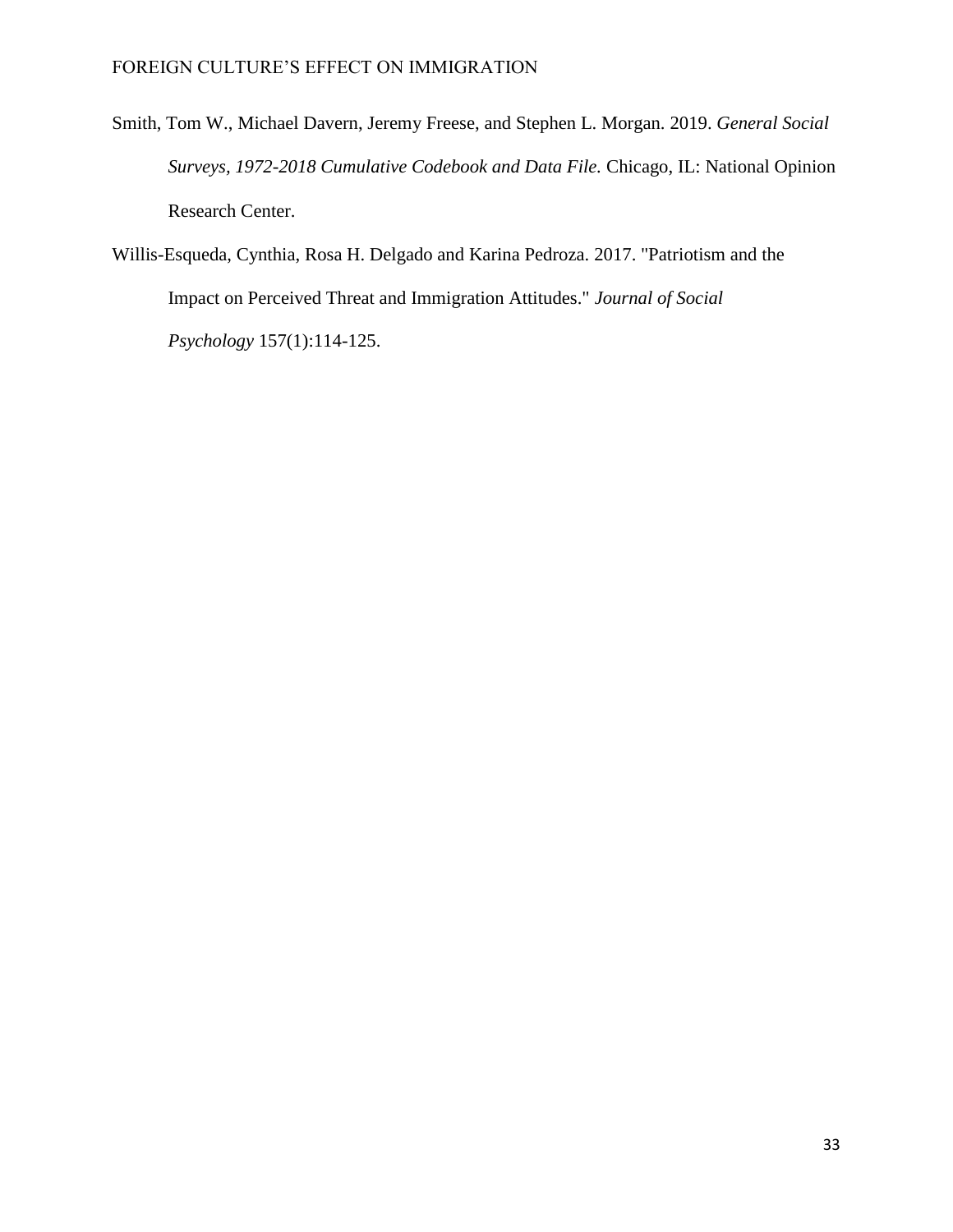Smith, Tom W., Michael Davern, Jeremy Freese, and Stephen L. Morgan. 2019. *General Social Surveys, 1972-2018 Cumulative Codebook and Data File.* Chicago, IL: National Opinion Research Center.

Willis-Esqueda, Cynthia, Rosa H. Delgado and Karina Pedroza. 2017. "Patriotism and the Impact on Perceived Threat and Immigration Attitudes." *Journal of Social Psychology* 157(1):114-125.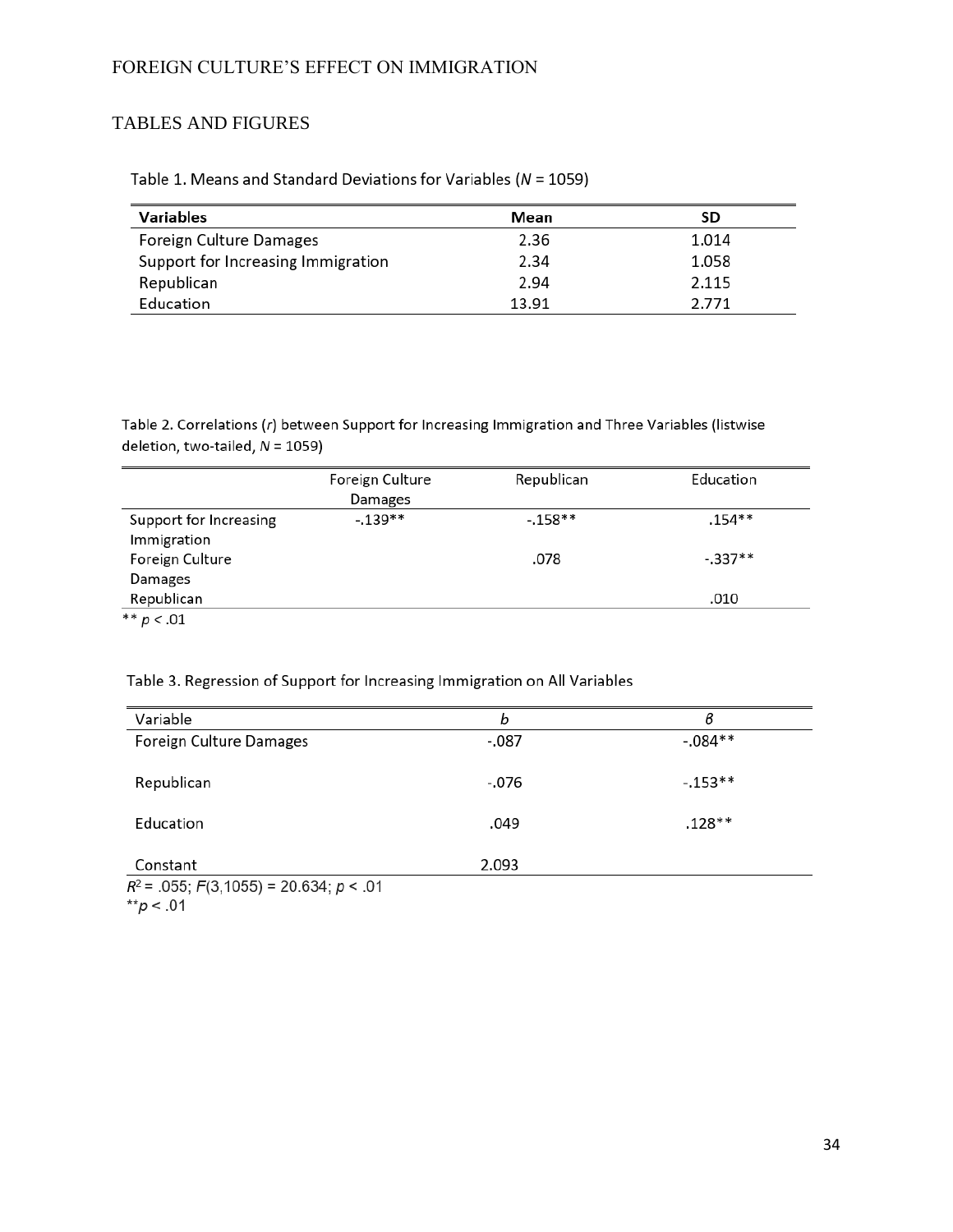## TABLES AND FIGURES

Table 1. Means and Standard Deviations for Variables ($N$ = 1059)

| Variables | Mean | SD |
|---|---|---|
| Foreign Culture Damages | 2.36 | 1.014 |
| Support for Increasing Immigration | 2.34 | 1.058 |
| Republican | 2.94 | 2.115 |
| Education | 13.91 | 2.771 |

Table 2. Correlations ($r$) between Support for Increasing Immigration and Three Variables (listwise deletion, two-tailed, $N$ = 1059)

| | Foreign Culture Damages | Republican | Education |
|---|---|---|---|
| Support for Increasing Immigration | -.139** | -.158** | .154** |
| Foreign Culture Damages | | .078 | -.337** |
| Republican | | | .010 |

** $p < .01$

Table 3. Regression of Support for Increasing Immigration on All Variables

| Variable | $b$ | $\beta$ |
|---|---|---|
| Foreign Culture Damages | -.087 | -.084** |
| Republican | -.076 | -.153** |
| Education | .049 | .128** |
| Constant | 2.093 | |

$R^2$ = .055; $F(3,1055)$ = 20.634; $p < .01$

** $p < .01$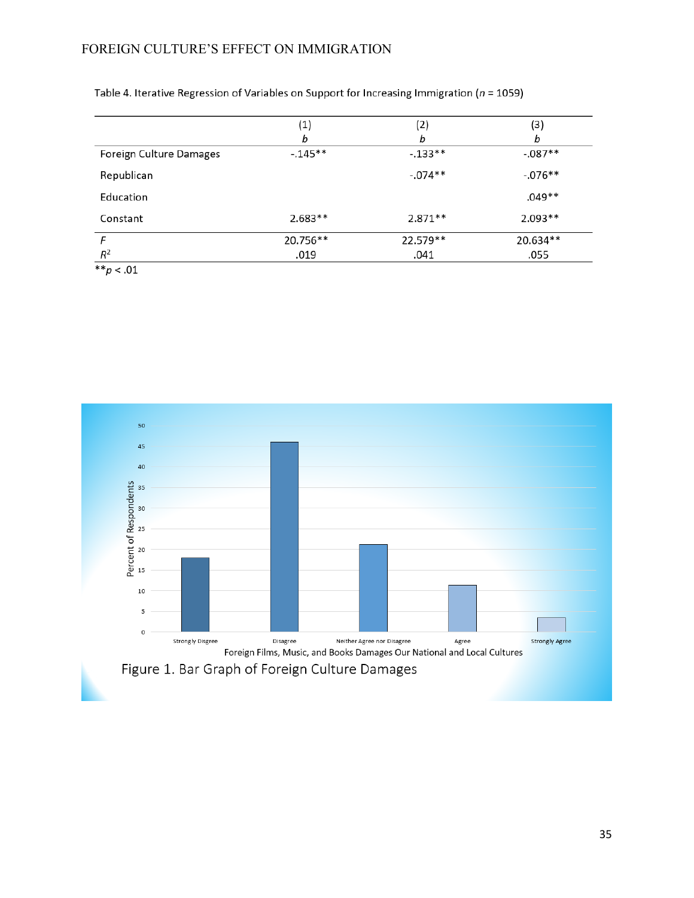Table 4. Iterative Regression of Variables on Support for Increasing Immigration ($n$ = 1059)

| | (1) $b$ | (2) $b$ | (3) $b$ |
|---|---|---|---|
| Foreign Culture Damages | -.145** | -.133** | -.087** |
| Republican | | -.074** | -.076** |
| Education | | | .049** |
| Constant | 2.683** | 2.871** | 2.093** |
| $F$ | 20.756** | 22.579** | 20.634** |
| $R^2$ | .019 | .041 | .055 |

**$p < .01$

Figure 1. Bar Graph of Foreign Culture Damages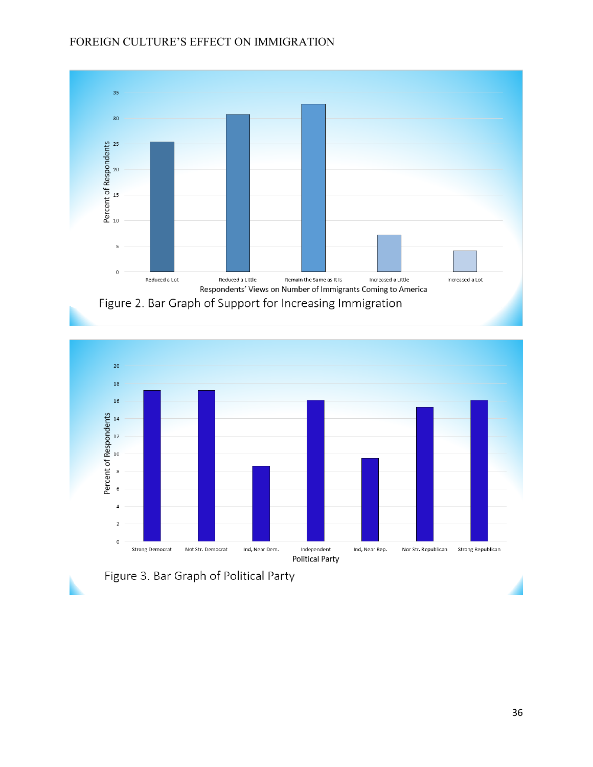Figure 2. Bar Graph of Support for Increasing Immigration

Figure 3. Bar Graph of Political Party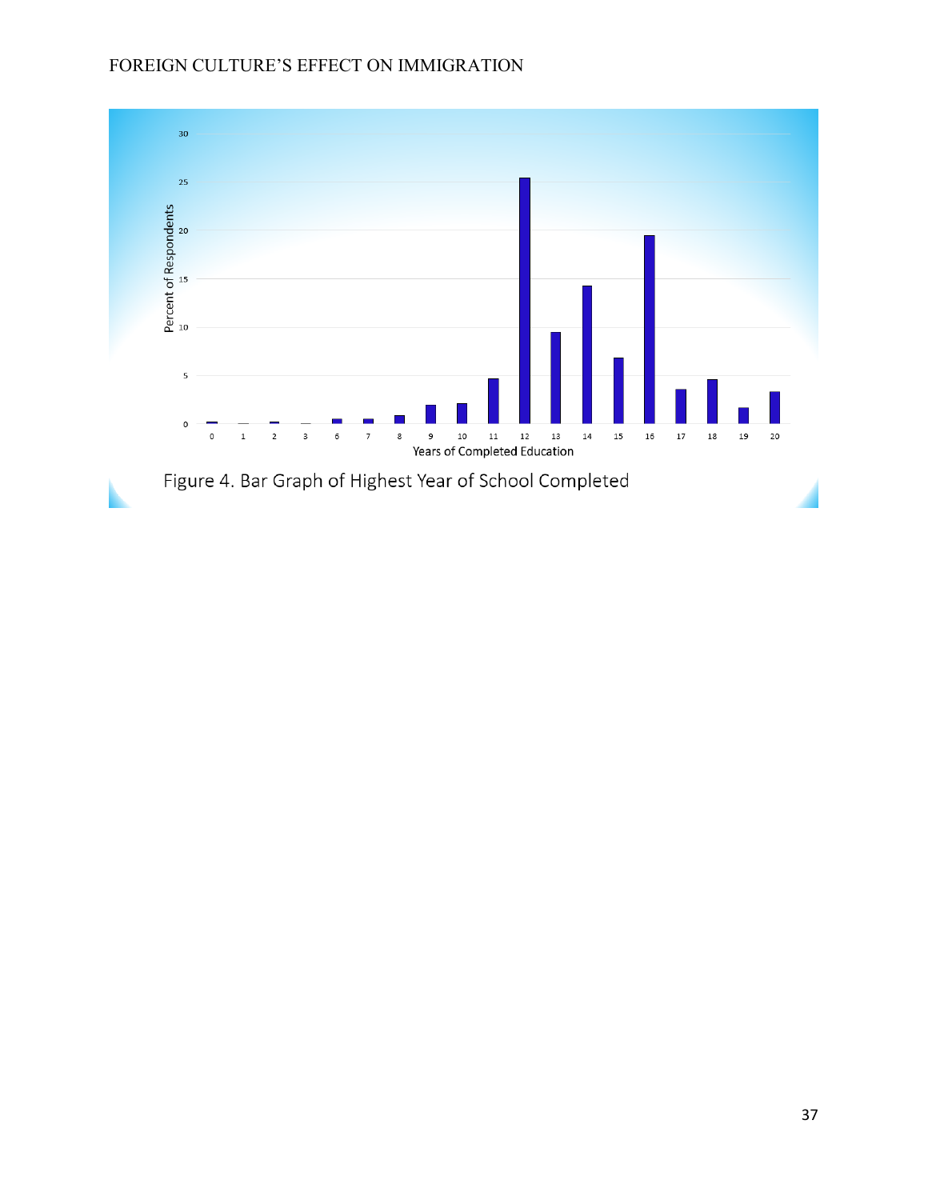30

25

20

15

10

5

0

Percent of Respondents

0 1 2 3 6 7 8 9 10 11 12 13 14 15 16 17 18 19 20

Years of Completed Education

Figure 4. Bar Graph of Highest Year of School Completed